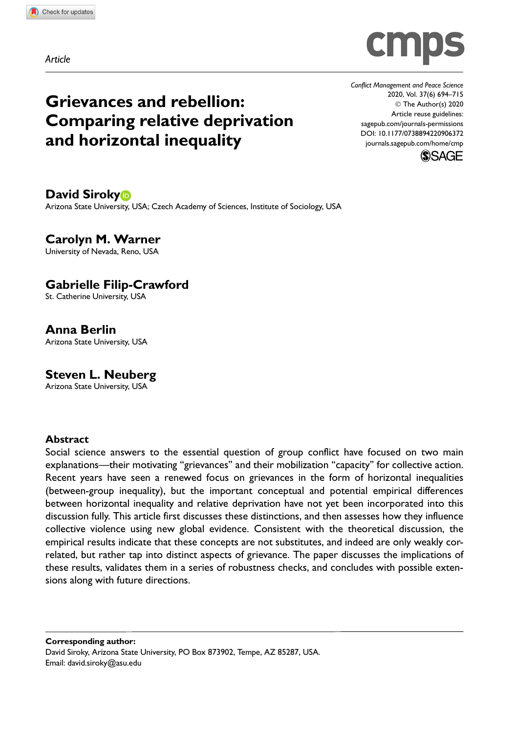*Article*

# Grievances and rebellion: Comparing relative deprivation and horizontal inequality

Conflict Management and Peace Science
2020, Vol. 37(6) 694–715
© The Author(s) 2020
Article reuse guidelines:
sagepub.com/journals-permissions
DOI: 10.1177/0738894220906372
journals.sagepub.com/home/cmp

**David Siroky**
Arizona State University, USA; Czech Academy of Sciences, Institute of Sociology, USA

**Carolyn M. Warner**
University of Nevada, Reno, USA

**Gabrielle Filip-Crawford**
St. Catherine University, USA

**Anna Berlin**
Arizona State University, USA

**Steven L. Neuberg**
Arizona State University, USA

## Abstract

Social science answers to the essential question of group conflict have focused on two main explanations—their motivating "grievances" and their mobilization "capacity" for collective action. Recent years have seen a renewed focus on grievances in the form of horizontal inequalities (between-group inequality), but the important conceptual and potential empirical differences between horizontal inequality and relative deprivation have not yet been incorporated into this discussion fully. This article first discusses these distinctions, and then assesses how they influence collective violence using new global evidence. Consistent with the theoretical discussion, the empirical results indicate that these concepts are not substitutes, and indeed are only weakly correlated, but rather tap into distinct aspects of grievance. The paper discusses the implications of these results, validates them in a series of robustness checks, and concludes with possible extensions along with future directions.

**Corresponding author:**
David Siroky, Arizona State University, PO Box 873902, Tempe, AZ 85287, USA.
Email: david.siroky@asu.edu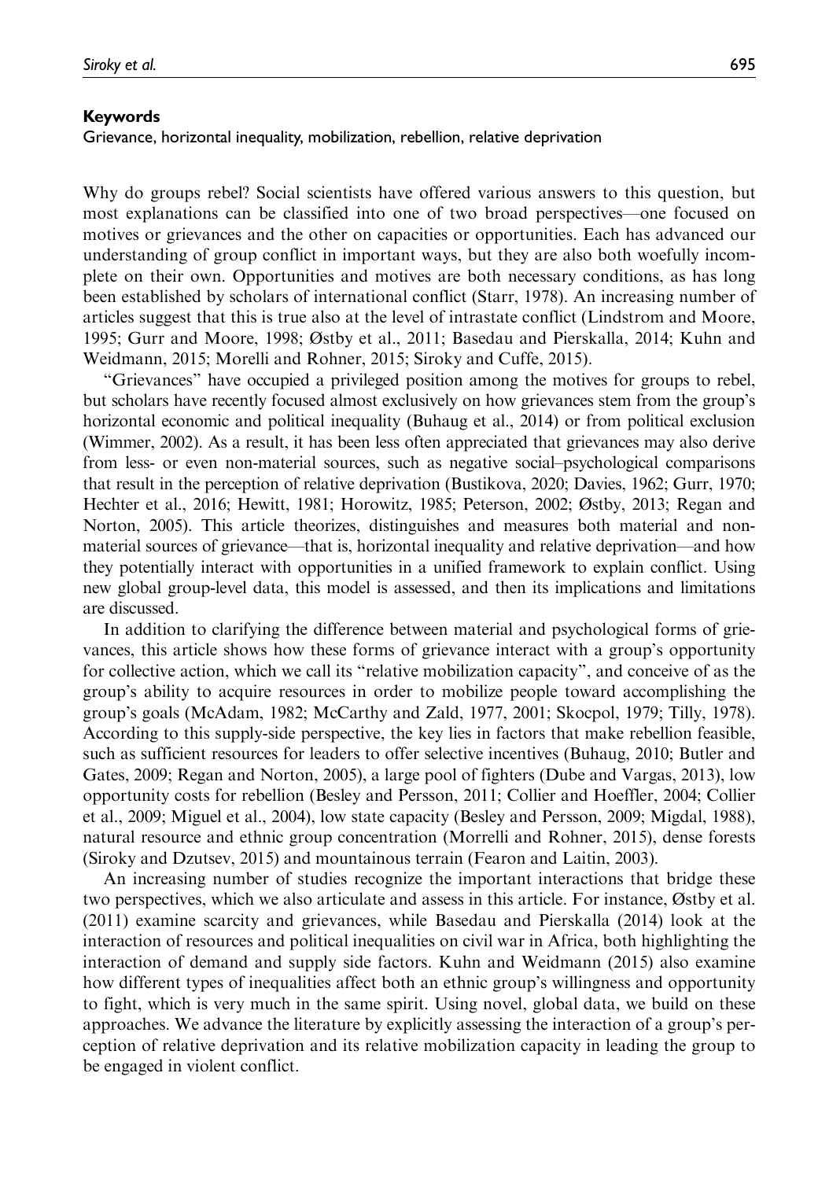#### Keywords

Grievance, horizontal inequality, mobilization, rebellion, relative deprivation

Why do groups rebel? Social scientists have offered various answers to this question, but most explanations can be classified into one of two broad perspectives—one focused on motives or grievances and the other on capacities or opportunities. Each has advanced our understanding of group conflict in important ways, but they are also both woefully incomplete on their own. Opportunities and motives are both necessary conditions, as has long been established by scholars of international conflict (Starr, 1978). An increasing number of articles suggest that this is true also at the level of intrastate conflict (Lindstrom and Moore, 1995; Gurr and Moore, 1998; Østby et al., 2011; Basedau and Pierskalla, 2014; Kuhn and Weidmann, 2015; Morelli and Rohner, 2015; Siroky and Cuffe, 2015).

"Grievances" have occupied a privileged position among the motives for groups to rebel, but scholars have recently focused almost exclusively on how grievances stem from the group's horizontal economic and political inequality (Buhaug et al., 2014) or from political exclusion (Wimmer, 2002). As a result, it has been less often appreciated that grievances may also derive from less- or even non-material sources, such as negative social–psychological comparisons that result in the perception of relative deprivation (Bustikova, 2020; Davies, 1962; Gurr, 1970; Hechter et al., 2016; Hewitt, 1981; Horowitz, 1985; Peterson, 2002; Østby, 2013; Regan and Norton, 2005). This article theorizes, distinguishes and measures both material and non-material sources of grievance—that is, horizontal inequality and relative deprivation—and how they potentially interact with opportunities in a unified framework to explain conflict. Using new global group-level data, this model is assessed, and then its implications and limitations are discussed.

In addition to clarifying the difference between material and psychological forms of grievances, this article shows how these forms of grievance interact with a group's opportunity for collective action, which we call its "relative mobilization capacity", and conceive of as the group's ability to acquire resources in order to mobilize people toward accomplishing the group's goals (McAdam, 1982; McCarthy and Zald, 1977, 2001; Skocpol, 1979; Tilly, 1978). According to this supply-side perspective, the key lies in factors that make rebellion feasible, such as sufficient resources for leaders to offer selective incentives (Buhaug, 2010; Butler and Gates, 2009; Regan and Norton, 2005), a large pool of fighters (Dube and Vargas, 2013), low opportunity costs for rebellion (Besley and Persson, 2011; Collier and Hoeffler, 2004; Collier et al., 2009; Miguel et al., 2004), low state capacity (Besley and Persson, 2009; Migdal, 1988), natural resource and ethnic group concentration (Morrelli and Rohner, 2015), dense forests (Siroky and Dzutsev, 2015) and mountainous terrain (Fearon and Laitin, 2003).

An increasing number of studies recognize the important interactions that bridge these two perspectives, which we also articulate and assess in this article. For instance, Østby et al. (2011) examine scarcity and grievances, while Basedau and Pierskalla (2014) look at the interaction of resources and political inequalities on civil war in Africa, both highlighting the interaction of demand and supply side factors. Kuhn and Weidmann (2015) also examine how different types of inequalities affect both an ethnic group's willingness and opportunity to fight, which is very much in the same spirit. Using novel, global data, we build on these approaches. We advance the literature by explicitly assessing the interaction of a group's perception of relative deprivation and its relative mobilization capacity in leading the group to be engaged in violent conflict.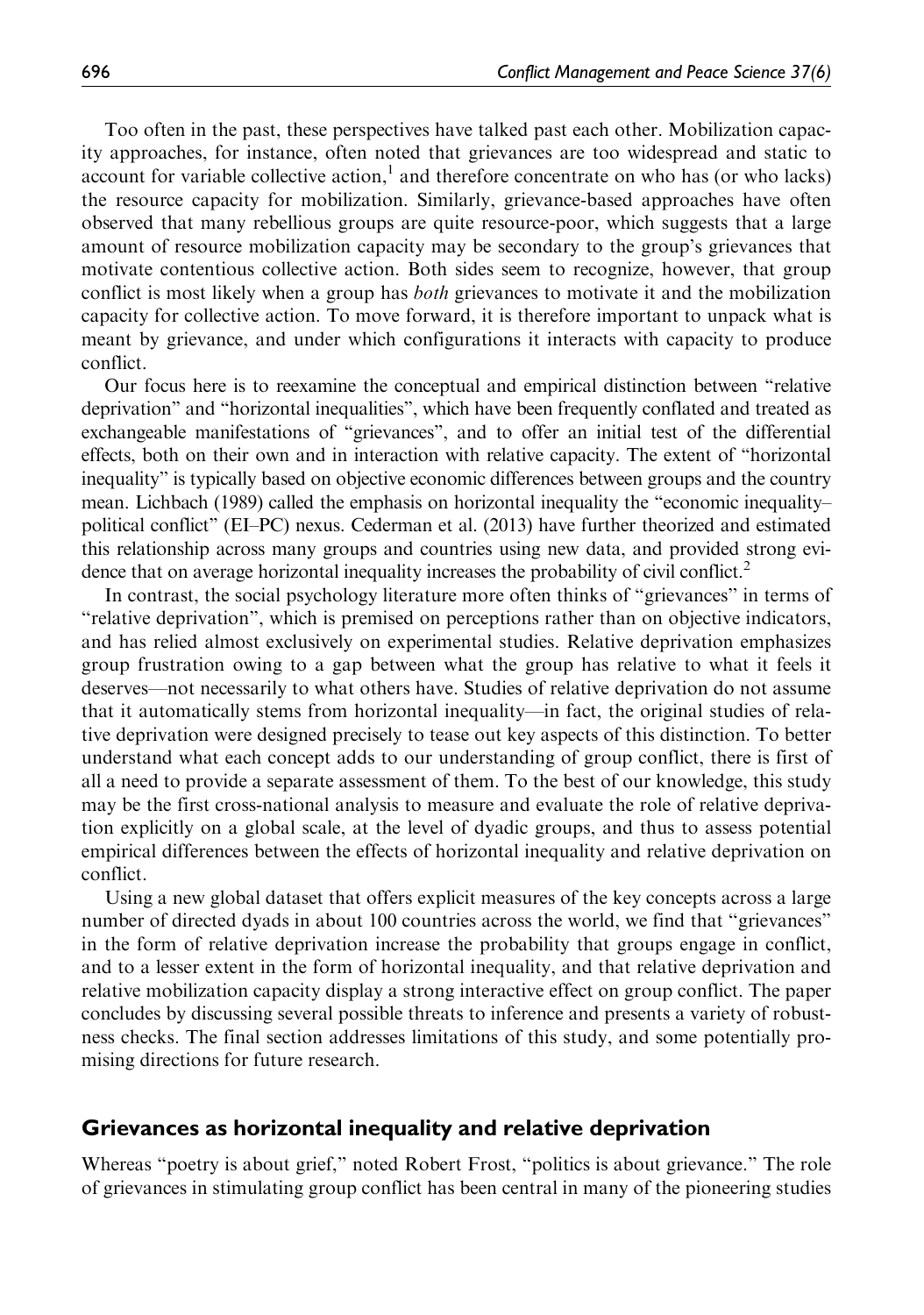Too often in the past, these perspectives have talked past each other. Mobilization capacity approaches, for instance, often noted that grievances are too widespread and static to account for variable collective action,[1] and therefore concentrate on who has (or who lacks) the resource capacity for mobilization. Similarly, grievance-based approaches have often observed that many rebellious groups are quite resource-poor, which suggests that a large amount of resource mobilization capacity may be secondary to the group's grievances that motivate contentious collective action. Both sides seem to recognize, however, that group conflict is most likely when a group has *both* grievances to motivate it and the mobilization capacity for collective action. To move forward, it is therefore important to unpack what is meant by grievance, and under which configurations it interacts with capacity to produce conflict.

Our focus here is to reexamine the conceptual and empirical distinction between "relative deprivation" and "horizontal inequalities", which have been frequently conflated and treated as exchangeable manifestations of "grievances", and to offer an initial test of the differential effects, both on their own and in interaction with relative capacity. The extent of "horizontal inequality" is typically based on objective economic differences between groups and the country mean. Lichbach (1989) called the emphasis on horizontal inequality the "economic inequality–political conflict" (EI–PC) nexus. Cederman et al. (2013) have further theorized and estimated this relationship across many groups and countries using new data, and provided strong evidence that on average horizontal inequality increases the probability of civil conflict.[2]

In contrast, the social psychology literature more often thinks of "grievances" in terms of "relative deprivation", which is premised on perceptions rather than on objective indicators, and has relied almost exclusively on experimental studies. Relative deprivation emphasizes group frustration owing to a gap between what the group has relative to what it feels it deserves—not necessarily to what others have. Studies of relative deprivation do not assume that it automatically stems from horizontal inequality—in fact, the original studies of relative deprivation were designed precisely to tease out key aspects of this distinction. To better understand what each concept adds to our understanding of group conflict, there is first of all a need to provide a separate assessment of them. To the best of our knowledge, this study may be the first cross-national analysis to measure and evaluate the role of relative deprivation explicitly on a global scale, at the level of dyadic groups, and thus to assess potential empirical differences between the effects of horizontal inequality and relative deprivation on conflict.

Using a new global dataset that offers explicit measures of the key concepts across a large number of directed dyads in about 100 countries across the world, we find that "grievances" in the form of relative deprivation increase the probability that groups engage in conflict, and to a lesser extent in the form of horizontal inequality, and that relative deprivation and relative mobilization capacity display a strong interactive effect on group conflict. The paper concludes by discussing several possible threats to inference and presents a variety of robustness checks. The final section addresses limitations of this study, and some potentially promising directions for future research.

## Grievances as horizontal inequality and relative deprivation

Whereas "poetry is about grief," noted Robert Frost, "politics is about grievance." The role of grievances in stimulating group conflict has been central in many of the pioneering studies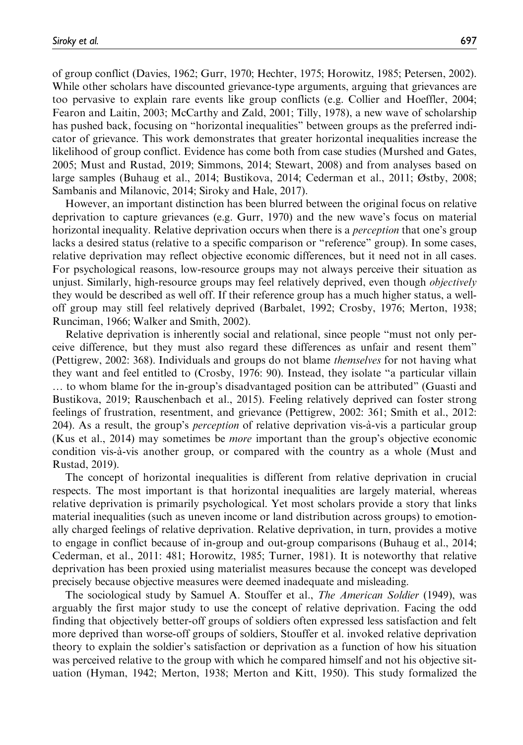of group conflict (Davies, 1962; Gurr, 1970; Hechter, 1975; Horowitz, 1985; Petersen, 2002). While other scholars have discounted grievance-type arguments, arguing that grievances are too pervasive to explain rare events like group conflicts (e.g. Collier and Hoeffler, 2004; Fearon and Laitin, 2003; McCarthy and Zald, 2001; Tilly, 1978), a new wave of scholarship has pushed back, focusing on "horizontal inequalities" between groups as the preferred indicator of grievance. This work demonstrates that greater horizontal inequalities increase the likelihood of group conflict. Evidence has come both from case studies (Murshed and Gates, 2005; Must and Rustad, 2019; Simmons, 2014; Stewart, 2008) and from analyses based on large samples (Buhaug et al., 2014; Bustikova, 2014; Cederman et al., 2011; Østby, 2008; Sambanis and Milanovic, 2014; Siroky and Hale, 2017).

However, an important distinction has been blurred between the original focus on relative deprivation to capture grievances (e.g. Gurr, 1970) and the new wave's focus on material horizontal inequality. Relative deprivation occurs when there is a *perception* that one's group lacks a desired status (relative to a specific comparison or "reference" group). In some cases, relative deprivation may reflect objective economic differences, but it need not in all cases. For psychological reasons, low-resource groups may not always perceive their situation as unjust. Similarly, high-resource groups may feel relatively deprived, even though *objectively* they would be described as well off. If their reference group has a much higher status, a well-off group may still feel relatively deprived (Barbalet, 1992; Crosby, 1976; Merton, 1938; Runciman, 1966; Walker and Smith, 2002).

Relative deprivation is inherently social and relational, since people "must not only perceive difference, but they must also regard these differences as unfair and resent them" (Pettigrew, 2002: 368). Individuals and groups do not blame *themselves* for not having what they want and feel entitled to (Crosby, 1976: 90). Instead, they isolate "a particular villain … to whom blame for the in-group's disadvantaged position can be attributed" (Guasti and Bustikova, 2019; Rauschenbach et al., 2015). Feeling relatively deprived can foster strong feelings of frustration, resentment, and grievance (Pettigrew, 2002: 361; Smith et al., 2012: 204). As a result, the group's *perception* of relative deprivation vis-à-vis a particular group (Kus et al., 2014) may sometimes be *more* important than the group's objective economic condition vis-à-vis another group, or compared with the country as a whole (Must and Rustad, 2019).

The concept of horizontal inequalities is different from relative deprivation in crucial respects. The most important is that horizontal inequalities are largely material, whereas relative deprivation is primarily psychological. Yet most scholars provide a story that links material inequalities (such as uneven income or land distribution across groups) to emotionally charged feelings of relative deprivation. Relative deprivation, in turn, provides a motive to engage in conflict because of in-group and out-group comparisons (Buhaug et al., 2014; Cederman, et al., 2011: 481; Horowitz, 1985; Turner, 1981). It is noteworthy that relative deprivation has been proxied using materialist measures because the concept was developed precisely because objective measures were deemed inadequate and misleading.

The sociological study by Samuel A. Stouffer et al., *The American Soldier* (1949), was arguably the first major study to use the concept of relative deprivation. Facing the odd finding that objectively better-off groups of soldiers often expressed less satisfaction and felt more deprived than worse-off groups of soldiers, Stouffer et al. invoked relative deprivation theory to explain the soldier's satisfaction or deprivation as a function of how his situation was perceived relative to the group with which he compared himself and not his objective situation (Hyman, 1942; Merton, 1938; Merton and Kitt, 1950). This study formalized the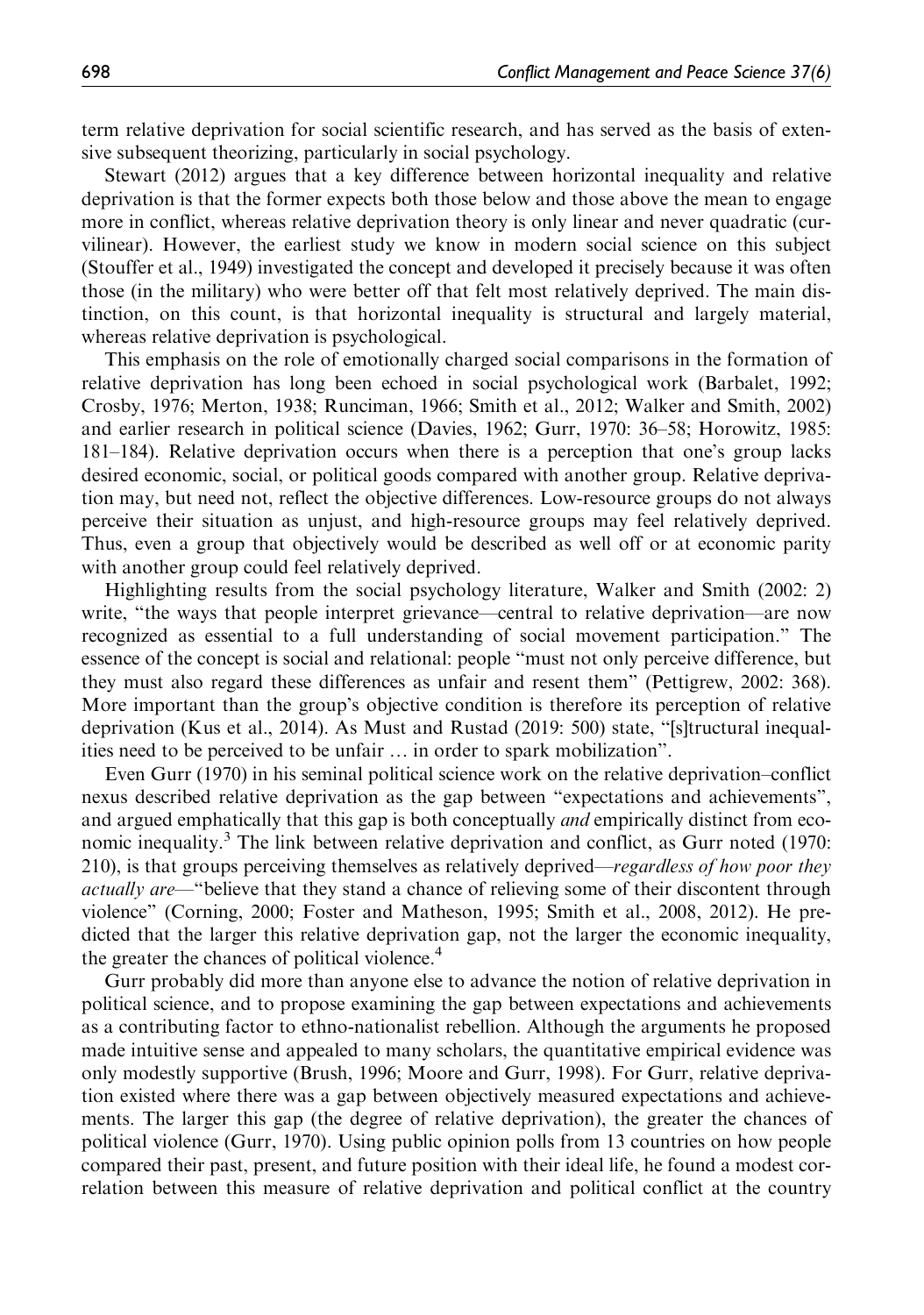term relative deprivation for social scientific research, and has served as the basis of extensive subsequent theorizing, particularly in social psychology.

Stewart (2012) argues that a key difference between horizontal inequality and relative deprivation is that the former expects both those below and those above the mean to engage more in conflict, whereas relative deprivation theory is only linear and never quadratic (curvilinear). However, the earliest study we know in modern social science on this subject (Stouffer et al., 1949) investigated the concept and developed it precisely because it was often those (in the military) who were better off that felt most relatively deprived. The main distinction, on this count, is that horizontal inequality is structural and largely material, whereas relative deprivation is psychological.

This emphasis on the role of emotionally charged social comparisons in the formation of relative deprivation has long been echoed in social psychological work (Barbalet, 1992; Crosby, 1976; Merton, 1938; Runciman, 1966; Smith et al., 2012; Walker and Smith, 2002) and earlier research in political science (Davies, 1962; Gurr, 1970: 36–58; Horowitz, 1985: 181–184). Relative deprivation occurs when there is a perception that one's group lacks desired economic, social, or political goods compared with another group. Relative deprivation may, but need not, reflect the objective differences. Low-resource groups do not always perceive their situation as unjust, and high-resource groups may feel relatively deprived. Thus, even a group that objectively would be described as well off or at economic parity with another group could feel relatively deprived.

Highlighting results from the social psychology literature, Walker and Smith (2002: 2) write, "the ways that people interpret grievance—central to relative deprivation—are now recognized as essential to a full understanding of social movement participation." The essence of the concept is social and relational: people "must not only perceive difference, but they must also regard these differences as unfair and resent them" (Pettigrew, 2002: 368). More important than the group's objective condition is therefore its perception of relative deprivation (Kus et al., 2014). As Must and Rustad (2019: 500) state, "[s]tructural inequalities need to be perceived to be unfair … in order to spark mobilization".

Even Gurr (1970) in his seminal political science work on the relative deprivation–conflict nexus described relative deprivation as the gap between "expectations and achievements", and argued emphatically that this gap is both conceptually *and* empirically distinct from economic inequality.[3] The link between relative deprivation and conflict, as Gurr noted (1970: 210), is that groups perceiving themselves as relatively deprived—*regardless of how poor they actually are*—"believe that they stand a chance of relieving some of their discontent through violence" (Corning, 2000; Foster and Matheson, 1995; Smith et al., 2008, 2012). He predicted that the larger this relative deprivation gap, not the larger the economic inequality, the greater the chances of political violence.[4]

Gurr probably did more than anyone else to advance the notion of relative deprivation in political science, and to propose examining the gap between expectations and achievements as a contributing factor to ethno-nationalist rebellion. Although the arguments he proposed made intuitive sense and appealed to many scholars, the quantitative empirical evidence was only modestly supportive (Brush, 1996; Moore and Gurr, 1998). For Gurr, relative deprivation existed where there was a gap between objectively measured expectations and achievements. The larger this gap (the degree of relative deprivation), the greater the chances of political violence (Gurr, 1970). Using public opinion polls from 13 countries on how people compared their past, present, and future position with their ideal life, he found a modest correlation between this measure of relative deprivation and political conflict at the country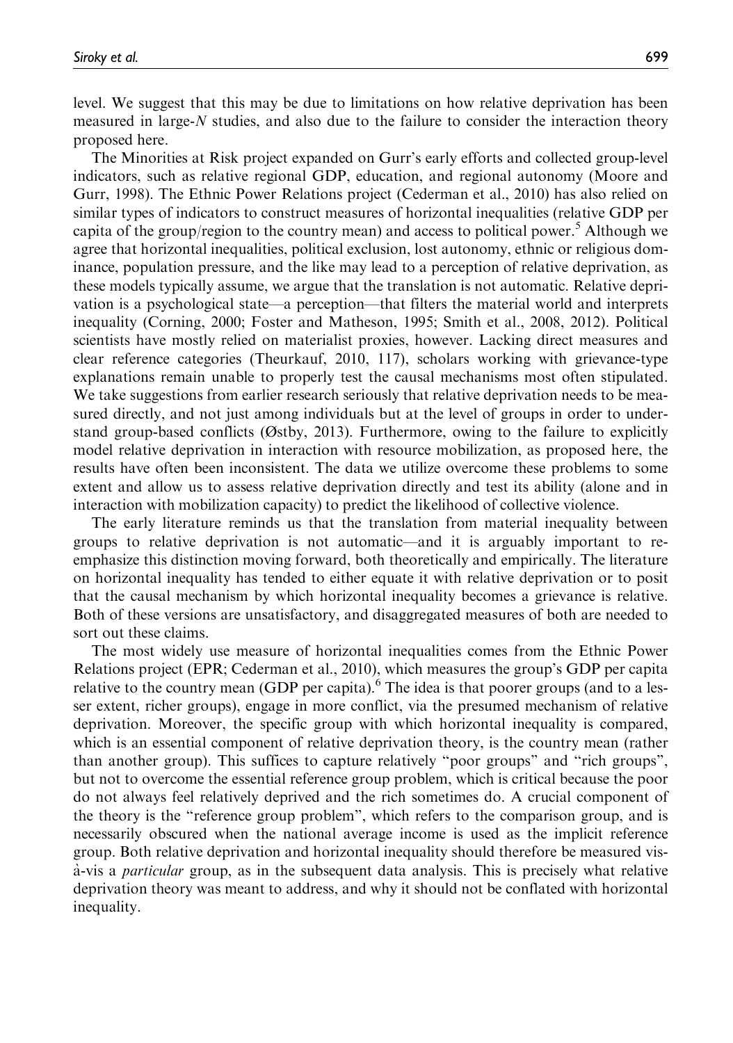level. We suggest that this may be due to limitations on how relative deprivation has been measured in large-*N* studies, and also due to the failure to consider the interaction theory proposed here.

The Minorities at Risk project expanded on Gurr's early efforts and collected group-level indicators, such as relative regional GDP, education, and regional autonomy (Moore and Gurr, 1998). The Ethnic Power Relations project (Cederman et al., 2010) has also relied on similar types of indicators to construct measures of horizontal inequalities (relative GDP per capita of the group/region to the country mean) and access to political power.[5] Although we agree that horizontal inequalities, political exclusion, lost autonomy, ethnic or religious dominance, population pressure, and the like may lead to a perception of relative deprivation, as these models typically assume, we argue that the translation is not automatic. Relative deprivation is a psychological state—a perception—that filters the material world and interprets inequality (Corning, 2000; Foster and Matheson, 1995; Smith et al., 2008, 2012). Political scientists have mostly relied on materialist proxies, however. Lacking direct measures and clear reference categories (Theurkauf, 2010, 117), scholars working with grievance-type explanations remain unable to properly test the causal mechanisms most often stipulated. We take suggestions from earlier research seriously that relative deprivation needs to be measured directly, and not just among individuals but at the level of groups in order to understand group-based conflicts (Østby, 2013). Furthermore, owing to the failure to explicitly model relative deprivation in interaction with resource mobilization, as proposed here, the results have often been inconsistent. The data we utilize overcome these problems to some extent and allow us to assess relative deprivation directly and test its ability (alone and in interaction with mobilization capacity) to predict the likelihood of collective violence.

The early literature reminds us that the translation from material inequality between groups to relative deprivation is not automatic—and it is arguably important to re-emphasize this distinction moving forward, both theoretically and empirically. The literature on horizontal inequality has tended to either equate it with relative deprivation or to posit that the causal mechanism by which horizontal inequality becomes a grievance is relative. Both of these versions are unsatisfactory, and disaggregated measures of both are needed to sort out these claims.

The most widely use measure of horizontal inequalities comes from the Ethnic Power Relations project (EPR; Cederman et al., 2010), which measures the group's GDP per capita relative to the country mean (GDP per capita).[6] The idea is that poorer groups (and to a lesser extent, richer groups), engage in more conflict, via the presumed mechanism of relative deprivation. Moreover, the specific group with which horizontal inequality is compared, which is an essential component of relative deprivation theory, is the country mean (rather than another group). This suffices to capture relatively "poor groups" and "rich groups", but not to overcome the essential reference group problem, which is critical because the poor do not always feel relatively deprived and the rich sometimes do. A crucial component of the theory is the "reference group problem", which refers to the comparison group, and is necessarily obscured when the national average income is used as the implicit reference group. Both relative deprivation and horizontal inequality should therefore be measured vis-à-vis a *particular* group, as in the subsequent data analysis. This is precisely what relative deprivation theory was meant to address, and why it should not be conflated with horizontal inequality.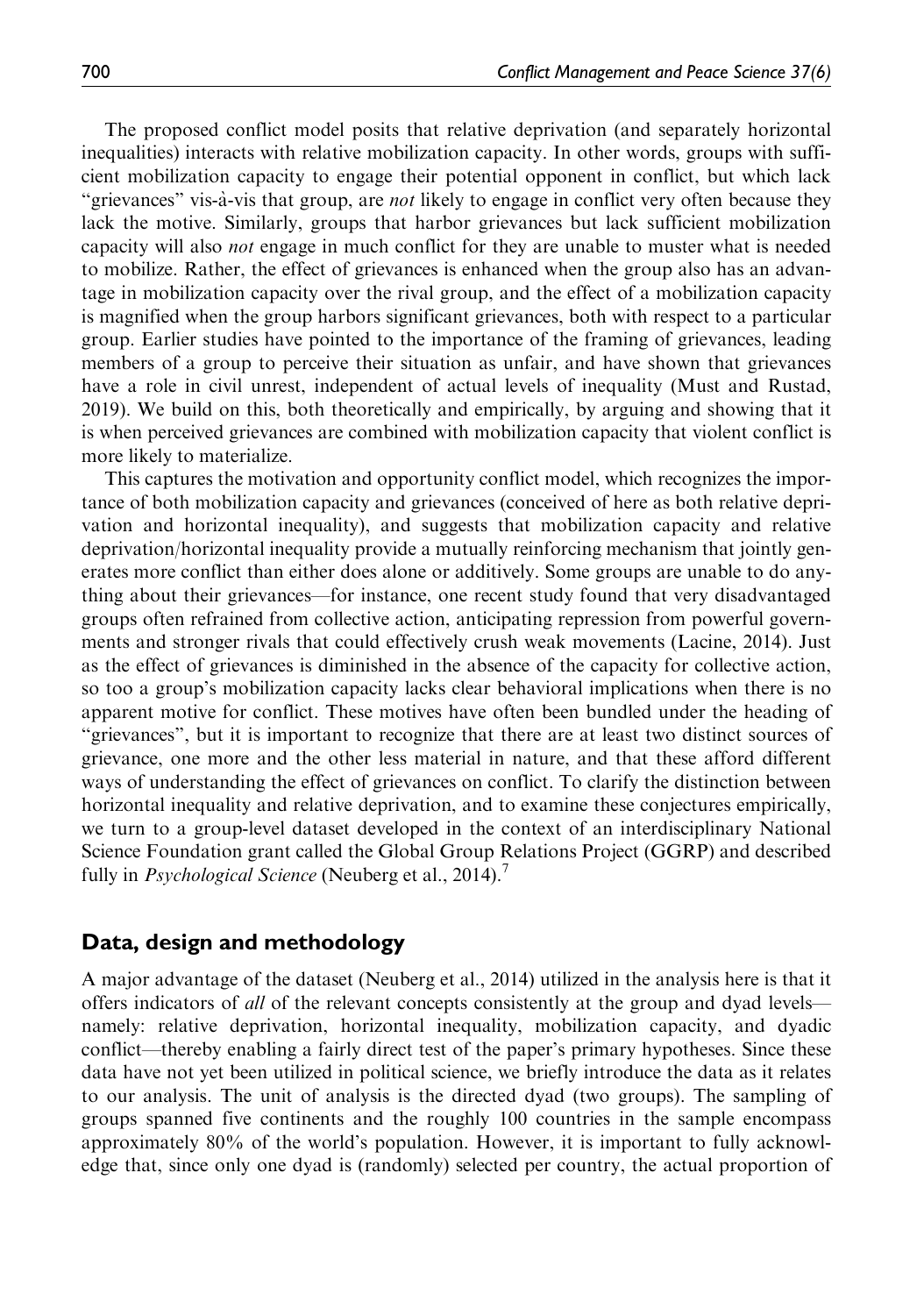The proposed conflict model posits that relative deprivation (and separately horizontal inequalities) interacts with relative mobilization capacity. In other words, groups with sufficient mobilization capacity to engage their potential opponent in conflict, but which lack "grievances" vis-à-vis that group, are *not* likely to engage in conflict very often because they lack the motive. Similarly, groups that harbor grievances but lack sufficient mobilization capacity will also *not* engage in much conflict for they are unable to muster what is needed to mobilize. Rather, the effect of grievances is enhanced when the group also has an advantage in mobilization capacity over the rival group, and the effect of a mobilization capacity is magnified when the group harbors significant grievances, both with respect to a particular group. Earlier studies have pointed to the importance of the framing of grievances, leading members of a group to perceive their situation as unfair, and have shown that grievances have a role in civil unrest, independent of actual levels of inequality (Must and Rustad, 2019). We build on this, both theoretically and empirically, by arguing and showing that it is when perceived grievances are combined with mobilization capacity that violent conflict is more likely to materialize.

This captures the motivation and opportunity conflict model, which recognizes the importance of both mobilization capacity and grievances (conceived of here as both relative deprivation and horizontal inequality), and suggests that mobilization capacity and relative deprivation/horizontal inequality provide a mutually reinforcing mechanism that jointly generates more conflict than either does alone or additively. Some groups are unable to do anything about their grievances—for instance, one recent study found that very disadvantaged groups often refrained from collective action, anticipating repression from powerful governments and stronger rivals that could effectively crush weak movements (Lacine, 2014). Just as the effect of grievances is diminished in the absence of the capacity for collective action, so too a group's mobilization capacity lacks clear behavioral implications when there is no apparent motive for conflict. These motives have often been bundled under the heading of "grievances", but it is important to recognize that there are at least two distinct sources of grievance, one more and the other less material in nature, and that these afford different ways of understanding the effect of grievances on conflict. To clarify the distinction between horizontal inequality and relative deprivation, and to examine these conjectures empirically, we turn to a group-level dataset developed in the context of an interdisciplinary National Science Foundation grant called the Global Group Relations Project (GGRP) and described fully in *Psychological Science* (Neuberg et al., 2014).[7]

## Data, design and methodology

A major advantage of the dataset (Neuberg et al., 2014) utilized in the analysis here is that it offers indicators of *all* of the relevant concepts consistently at the group and dyad levels—namely: relative deprivation, horizontal inequality, mobilization capacity, and dyadic conflict—thereby enabling a fairly direct test of the paper's primary hypotheses. Since these data have not yet been utilized in political science, we briefly introduce the data as it relates to our analysis. The unit of analysis is the directed dyad (two groups). The sampling of groups spanned five continents and the roughly 100 countries in the sample encompass approximately 80% of the world's population. However, it is important to fully acknowledge that, since only one dyad is (randomly) selected per country, the actual proportion of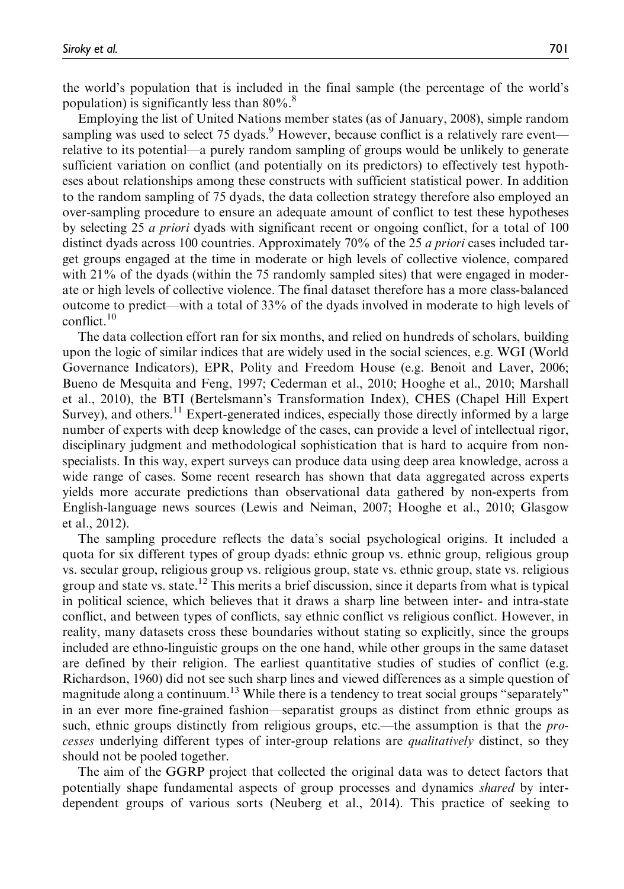the world's population that is included in the final sample (the percentage of the world's population) is significantly less than 80%.[8]

Employing the list of United Nations member states (as of January, 2008), simple random sampling was used to select 75 dyads.[9] However, because conflict is a relatively rare event—relative to its potential—a purely random sampling of groups would be unlikely to generate sufficient variation on conflict (and potentially on its predictors) to effectively test hypotheses about relationships among these constructs with sufficient statistical power. In addition to the random sampling of 75 dyads, the data collection strategy therefore also employed an over-sampling procedure to ensure an adequate amount of conflict to test these hypotheses by selecting 25 *a priori* dyads with significant recent or ongoing conflict, for a total of 100 distinct dyads across 100 countries. Approximately 70% of the 25 *a priori* cases included target groups engaged at the time in moderate or high levels of collective violence, compared with 21% of the dyads (within the 75 randomly sampled sites) that were engaged in moderate or high levels of collective violence. The final dataset therefore has a more class-balanced outcome to predict—with a total of 33% of the dyads involved in moderate to high levels of conflict.[10]

The data collection effort ran for six months, and relied on hundreds of scholars, building upon the logic of similar indices that are widely used in the social sciences, e.g. WGI (World Governance Indicators), EPR, Polity and Freedom House (e.g. Benoit and Laver, 2006; Bueno de Mesquita and Feng, 1997; Cederman et al., 2010; Hooghe et al., 2010; Marshall et al., 2010), the BTI (Bertelsmann's Transformation Index), CHES (Chapel Hill Expert Survey), and others.[11] Expert-generated indices, especially those directly informed by a large number of experts with deep knowledge of the cases, can provide a level of intellectual rigor, disciplinary judgment and methodological sophistication that is hard to acquire from non-specialists. In this way, expert surveys can produce data using deep area knowledge, across a wide range of cases. Some recent research has shown that data aggregated across experts yields more accurate predictions than observational data gathered by non-experts from English-language news sources (Lewis and Neiman, 2007; Hooghe et al., 2010; Glasgow et al., 2012).

The sampling procedure reflects the data's social psychological origins. It included a quota for six different types of group dyads: ethnic group vs. ethnic group, religious group vs. secular group, religious group vs. religious group, state vs. ethnic group, state vs. religious group and state vs. state.[12] This merits a brief discussion, since it departs from what is typical in political science, which believes that it draws a sharp line between inter- and intra-state conflict, and between types of conflicts, say ethnic conflict vs religious conflict. However, in reality, many datasets cross these boundaries without stating so explicitly, since the groups included are ethno-linguistic groups on the one hand, while other groups in the same dataset are defined by their religion. The earliest quantitative studies of studies of conflict (e.g. Richardson, 1960) did not see such sharp lines and viewed differences as a simple question of magnitude along a continuum.[13] While there is a tendency to treat social groups "separately" in an ever more fine-grained fashion—separatist groups as distinct from ethnic groups as such, ethnic groups distinctly from religious groups, etc.—the assumption is that the *processes* underlying different types of inter-group relations are *qualitatively* distinct, so they should not be pooled together.

The aim of the GGRP project that collected the original data was to detect factors that potentially shape fundamental aspects of group processes and dynamics *shared* by inter-dependent groups of various sorts (Neuberg et al., 2014). This practice of seeking to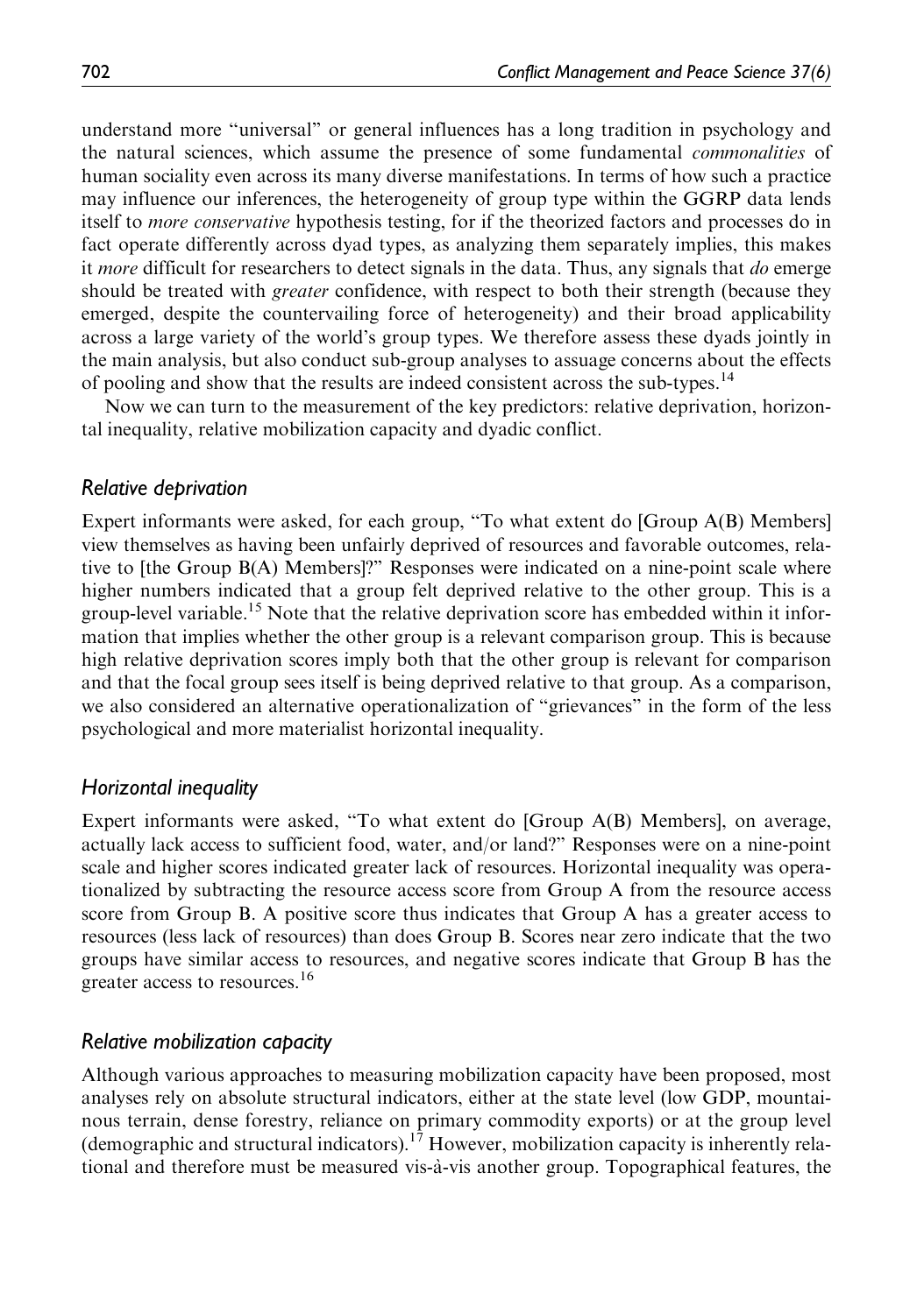understand more "universal" or general influences has a long tradition in psychology and the natural sciences, which assume the presence of some fundamental *commonalities* of human sociality even across its many diverse manifestations. In terms of how such a practice may influence our inferences, the heterogeneity of group type within the GGRP data lends itself to *more conservative* hypothesis testing, for if the theorized factors and processes do in fact operate differently across dyad types, as analyzing them separately implies, this makes it *more* difficult for researchers to detect signals in the data. Thus, any signals that *do* emerge should be treated with *greater* confidence, with respect to both their strength (because they emerged, despite the countervailing force of heterogeneity) and their broad applicability across a large variety of the world's group types. We therefore assess these dyads jointly in the main analysis, but also conduct sub-group analyses to assuage concerns about the effects of pooling and show that the results are indeed consistent across the sub-types.[14]

Now we can turn to the measurement of the key predictors: relative deprivation, horizontal inequality, relative mobilization capacity and dyadic conflict.

### Relative deprivation

Expert informants were asked, for each group, "To what extent do [Group A(B) Members] view themselves as having been unfairly deprived of resources and favorable outcomes, relative to [the Group B(A) Members]?" Responses were indicated on a nine-point scale where higher numbers indicated that a group felt deprived relative to the other group. This is a group-level variable.[15] Note that the relative deprivation score has embedded within it information that implies whether the other group is a relevant comparison group. This is because high relative deprivation scores imply both that the other group is relevant for comparison and that the focal group sees itself is being deprived relative to that group. As a comparison, we also considered an alternative operationalization of "grievances" in the form of the less psychological and more materialist horizontal inequality.

### Horizontal inequality

Expert informants were asked, "To what extent do [Group A(B) Members], on average, actually lack access to sufficient food, water, and/or land?" Responses were on a nine-point scale and higher scores indicated greater lack of resources. Horizontal inequality was operationalized by subtracting the resource access score from Group A from the resource access score from Group B. A positive score thus indicates that Group A has a greater access to resources (less lack of resources) than does Group B. Scores near zero indicate that the two groups have similar access to resources, and negative scores indicate that Group B has the greater access to resources.[16]

### Relative mobilization capacity

Although various approaches to measuring mobilization capacity have been proposed, most analyses rely on absolute structural indicators, either at the state level (low GDP, mountainous terrain, dense forestry, reliance on primary commodity exports) or at the group level (demographic and structural indicators).[17] However, mobilization capacity is inherently relational and therefore must be measured vis-à-vis another group. Topographical features, the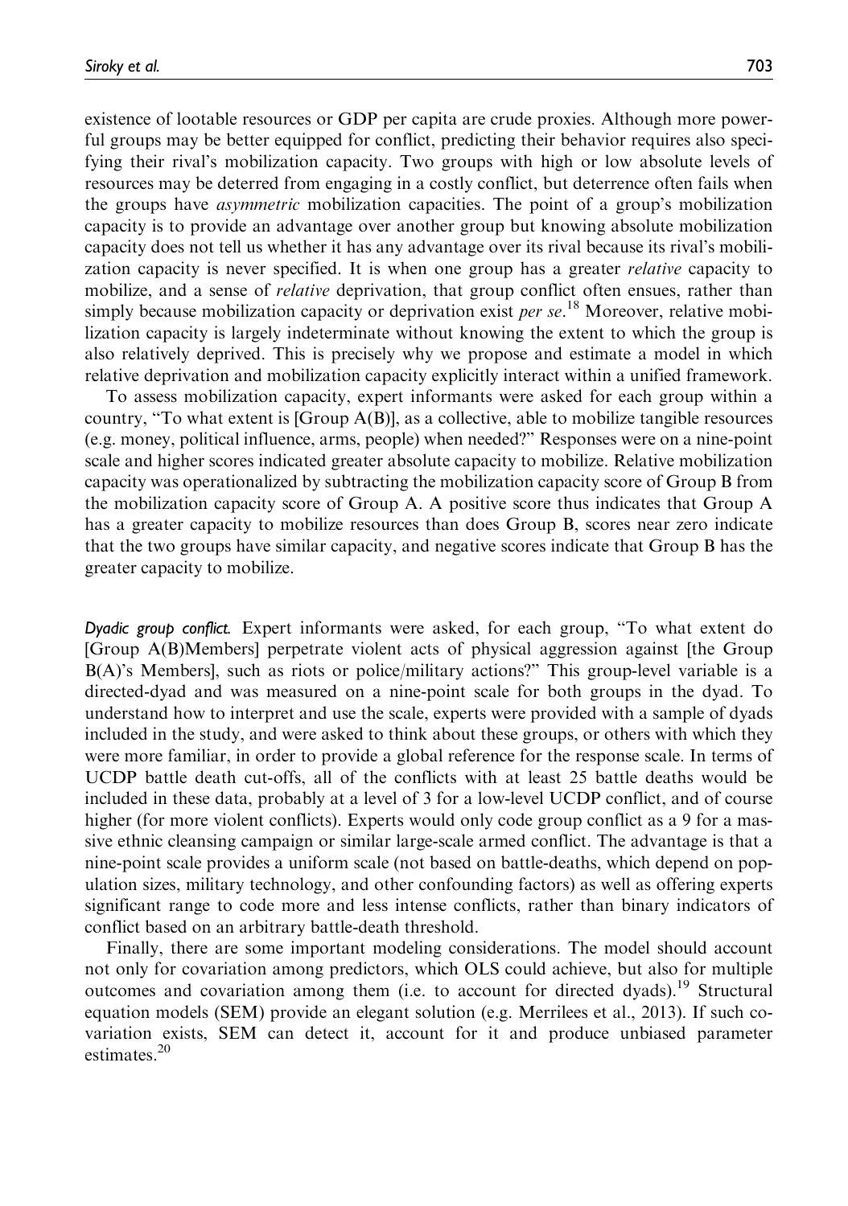existence of lootable resources or GDP per capita are crude proxies. Although more powerful groups may be better equipped for conflict, predicting their behavior requires also specifying their rival's mobilization capacity. Two groups with high or low absolute levels of resources may be deterred from engaging in a costly conflict, but deterrence often fails when the groups have *asymmetric* mobilization capacities. The point of a group's mobilization capacity is to provide an advantage over another group but knowing absolute mobilization capacity does not tell us whether it has any advantage over its rival because its rival's mobilization capacity is never specified. It is when one group has a greater *relative* capacity to mobilize, and a sense of *relative* deprivation, that group conflict often ensues, rather than simply because mobilization capacity or deprivation exist *per se*.[18] Moreover, relative mobilization capacity is largely indeterminate without knowing the extent to which the group is also relatively deprived. This is precisely why we propose and estimate a model in which relative deprivation and mobilization capacity explicitly interact within a unified framework.

To assess mobilization capacity, expert informants were asked for each group within a country, "To what extent is [Group A(B)], as a collective, able to mobilize tangible resources (e.g. money, political influence, arms, people) when needed?" Responses were on a nine-point scale and higher scores indicated greater absolute capacity to mobilize. Relative mobilization capacity was operationalized by subtracting the mobilization capacity score of Group B from the mobilization capacity score of Group A. A positive score thus indicates that Group A has a greater capacity to mobilize resources than does Group B, scores near zero indicate that the two groups have similar capacity, and negative scores indicate that Group B has the greater capacity to mobilize.

*Dyadic group conflict.* Expert informants were asked, for each group, "To what extent do [Group A(B)Members] perpetrate violent acts of physical aggression against [the Group B(A)'s Members], such as riots or police/military actions?" This group-level variable is a directed-dyad and was measured on a nine-point scale for both groups in the dyad. To understand how to interpret and use the scale, experts were provided with a sample of dyads included in the study, and were asked to think about these groups, or others with which they were more familiar, in order to provide a global reference for the response scale. In terms of UCDP battle death cut-offs, all of the conflicts with at least 25 battle deaths would be included in these data, probably at a level of 3 for a low-level UCDP conflict, and of course higher (for more violent conflicts). Experts would only code group conflict as a 9 for a massive ethnic cleansing campaign or similar large-scale armed conflict. The advantage is that a nine-point scale provides a uniform scale (not based on battle-deaths, which depend on population sizes, military technology, and other confounding factors) as well as offering experts significant range to code more and less intense conflicts, rather than binary indicators of conflict based on an arbitrary battle-death threshold.

Finally, there are some important modeling considerations. The model should account not only for covariation among predictors, which OLS could achieve, but also for multiple outcomes and covariation among them (i.e. to account for directed dyads).[19] Structural equation models (SEM) provide an elegant solution (e.g. Merrilees et al., 2013). If such covariation exists, SEM can detect it, account for it and produce unbiased parameter estimates.[20]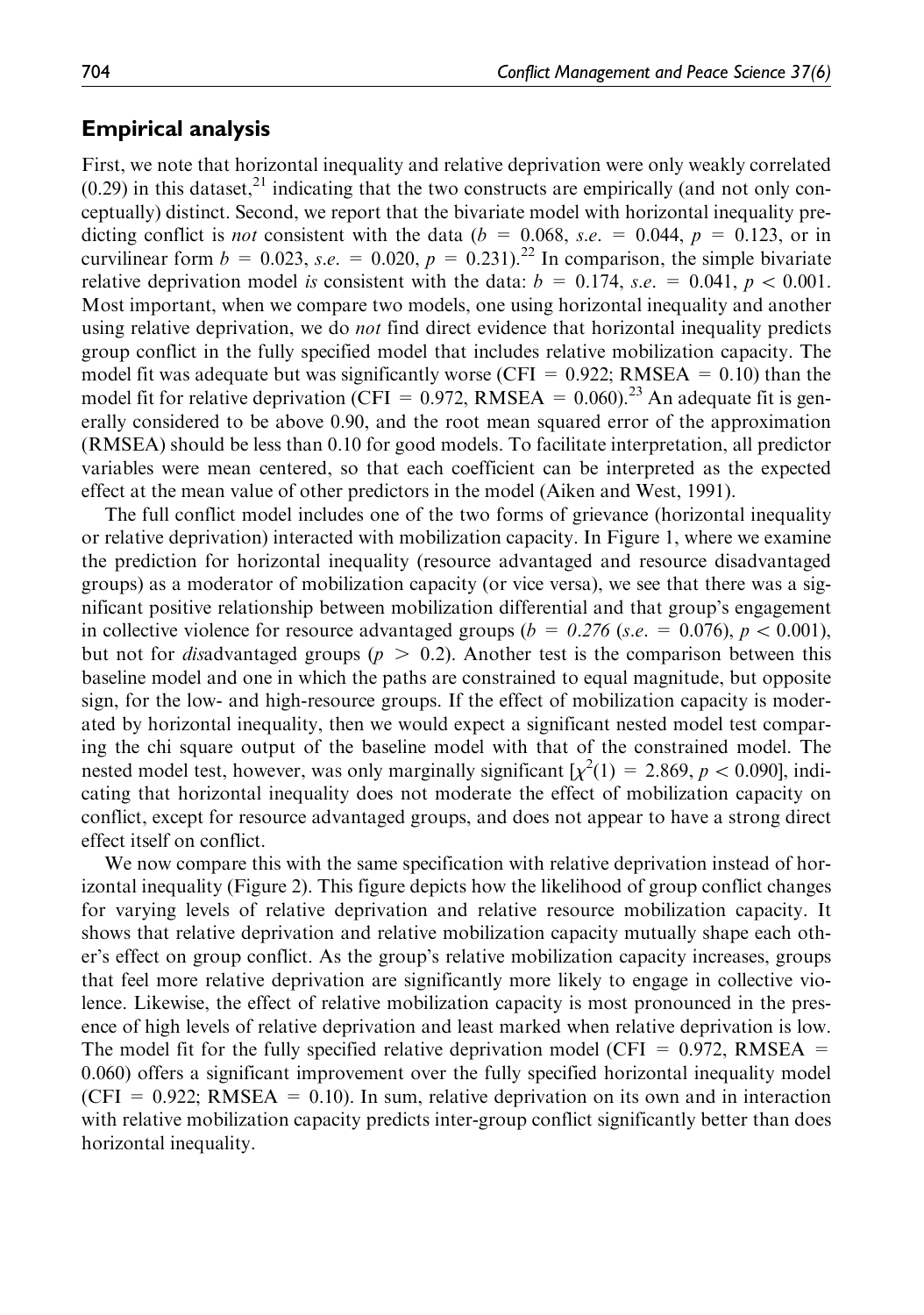## Empirical analysis

First, we note that horizontal inequality and relative deprivation were only weakly correlated (0.29) in this dataset,[21] indicating that the two constructs are empirically (and not only conceptually) distinct. Second, we report that the bivariate model with horizontal inequality predicting conflict is *not* consistent with the data ($b = 0.068$, *s.e.* $= 0.044$, $p = 0.123$, or in curvilinear form $b = 0.023$, *s.e.* $= 0.020$, $p = 0.231$).[22] In comparison, the simple bivariate relative deprivation model *is* consistent with the data: $b = 0.174$, *s.e.* $= 0.041$, $p < 0.001$. Most important, when we compare two models, one using horizontal inequality and another using relative deprivation, we do *not* find direct evidence that horizontal inequality predicts group conflict in the fully specified model that includes relative mobilization capacity. The model fit was adequate but was significantly worse (CFI = 0.922; RMSEA = 0.10) than the model fit for relative deprivation (CFI = 0.972, RMSEA = 0.060).[23] An adequate fit is generally considered to be above 0.90, and the root mean squared error of the approximation (RMSEA) should be less than 0.10 for good models. To facilitate interpretation, all predictor variables were mean centered, so that each coefficient can be interpreted as the expected effect at the mean value of other predictors in the model (Aiken and West, 1991).

The full conflict model includes one of the two forms of grievance (horizontal inequality or relative deprivation) interacted with mobilization capacity. In Figure 1, where we examine the prediction for horizontal inequality (resource advantaged and resource disadvantaged groups) as a moderator of mobilization capacity (or vice versa), we see that there was a significant positive relationship between mobilization differential and that group's engagement in collective violence for resource advantaged groups ($b = 0.276$ (*s.e.* $= 0.076$), $p < 0.001$), but not for *dis*advantaged groups ($p > 0.2$). Another test is the comparison between this baseline model and one in which the paths are constrained to equal magnitude, but opposite sign, for the low- and high-resource groups. If the effect of mobilization capacity is moderated by horizontal inequality, then we would expect a significant nested model test comparing the chi square output of the baseline model with that of the constrained model. The nested model test, however, was only marginally significant [$\chi^2(1) = 2.869$, $p < 0.090$], indicating that horizontal inequality does not moderate the effect of mobilization capacity on conflict, except for resource advantaged groups, and does not appear to have a strong direct effect itself on conflict.

We now compare this with the same specification with relative deprivation instead of horizontal inequality (Figure 2). This figure depicts how the likelihood of group conflict changes for varying levels of relative deprivation and relative resource mobilization capacity. It shows that relative deprivation and relative mobilization capacity mutually shape each other's effect on group conflict. As the group's relative mobilization capacity increases, groups that feel more relative deprivation are significantly more likely to engage in collective violence. Likewise, the effect of relative mobilization capacity is most pronounced in the presence of high levels of relative deprivation and least marked when relative deprivation is low. The model fit for the fully specified relative deprivation model (CFI = 0.972, RMSEA = 0.060) offers a significant improvement over the fully specified horizontal inequality model (CFI = 0.922; RMSEA = 0.10). In sum, relative deprivation on its own and in interaction with relative mobilization capacity predicts inter-group conflict significantly better than does horizontal inequality.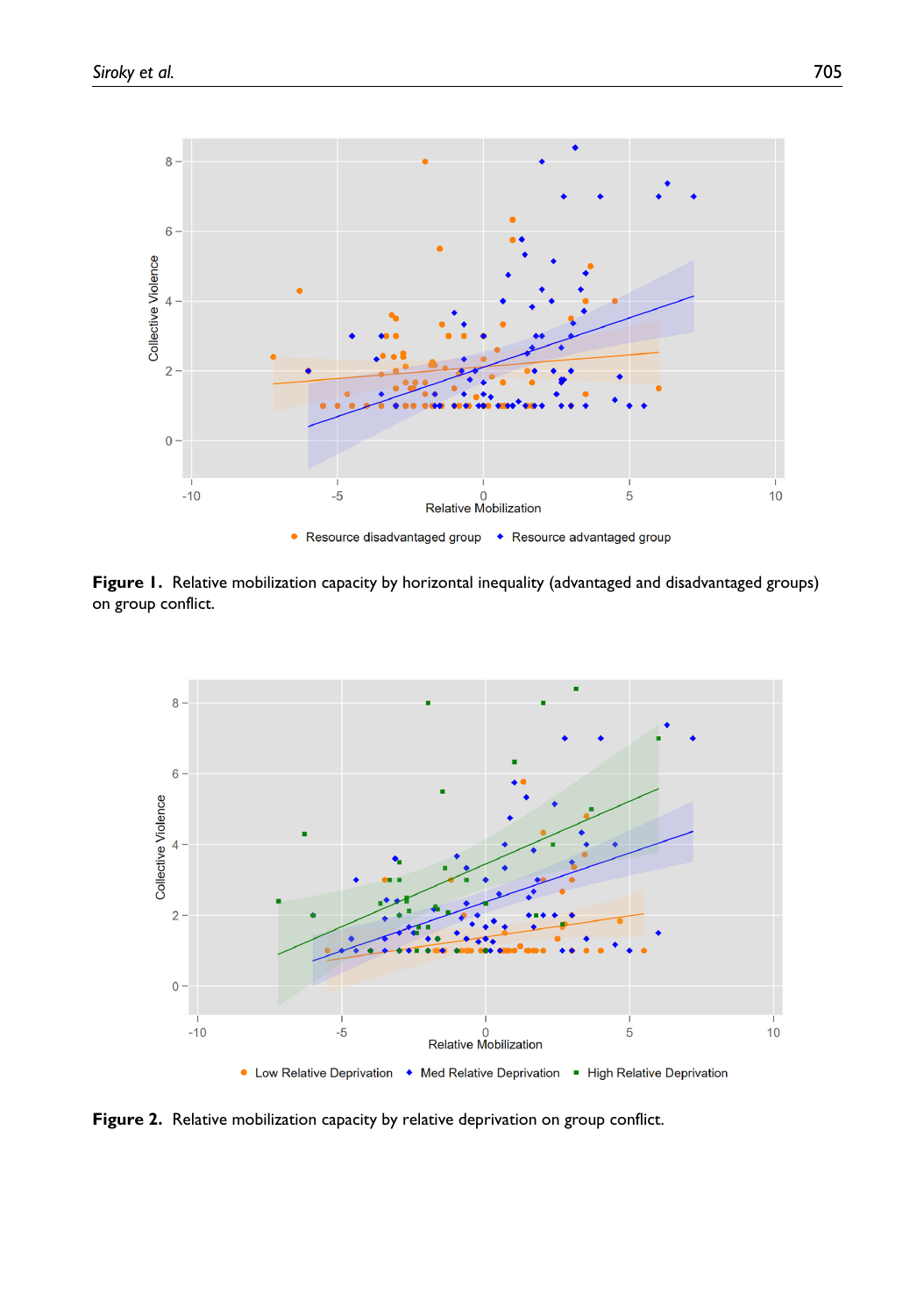Collective Violence

8

6

4

2

0

-10

-5

0

5

10

Relative Mobilization

Resource disadvantaged group

Resource advantaged group

**Figure 1.** Relative mobilization capacity by horizontal inequality (advantaged and disadvantaged groups) on group conflict.

Collective Violence

8

6

4

2

0

-10

-5

0

5

10

Relative Mobilization

Low Relative Deprivation

Med Relative Deprivation

High Relative Deprivation

**Figure 2.** Relative mobilization capacity by relative deprivation on group conflict.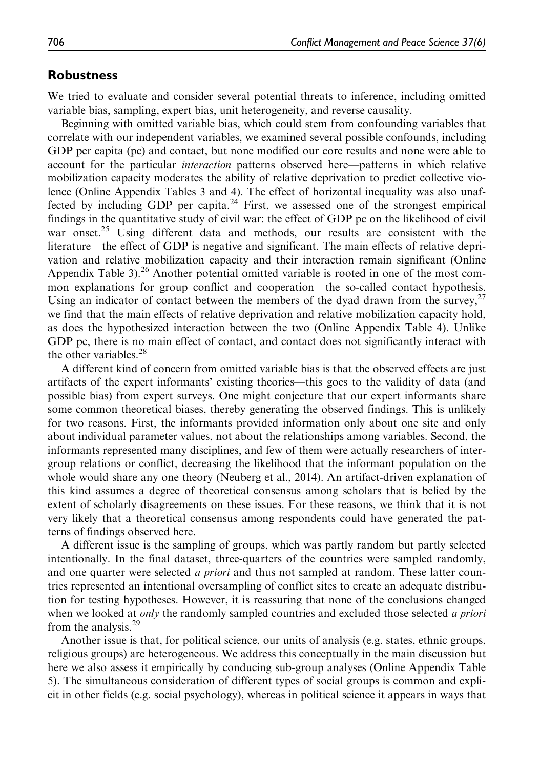## Robustness

We tried to evaluate and consider several potential threats to inference, including omitted variable bias, sampling, expert bias, unit heterogeneity, and reverse causality.

Beginning with omitted variable bias, which could stem from confounding variables that correlate with our independent variables, we examined several possible confounds, including GDP per capita (pc) and contact, but none modified our core results and none were able to account for the particular *interaction* patterns observed here—patterns in which relative mobilization capacity moderates the ability of relative deprivation to predict collective violence (Online Appendix Tables 3 and 4). The effect of horizontal inequality was also unaffected by including GDP per capita.[24] First, we assessed one of the strongest empirical findings in the quantitative study of civil war: the effect of GDP pc on the likelihood of civil war onset.[25] Using different data and methods, our results are consistent with the literature—the effect of GDP is negative and significant. The main effects of relative deprivation and relative mobilization capacity and their interaction remain significant (Online Appendix Table 3).[26] Another potential omitted variable is rooted in one of the most common explanations for group conflict and cooperation—the so-called contact hypothesis. Using an indicator of contact between the members of the dyad drawn from the survey,[27] we find that the main effects of relative deprivation and relative mobilization capacity hold, as does the hypothesized interaction between the two (Online Appendix Table 4). Unlike GDP pc, there is no main effect of contact, and contact does not significantly interact with the other variables.[28]

A different kind of concern from omitted variable bias is that the observed effects are just artifacts of the expert informants' existing theories—this goes to the validity of data (and possible bias) from expert surveys. One might conjecture that our expert informants share some common theoretical biases, thereby generating the observed findings. This is unlikely for two reasons. First, the informants provided information only about one site and only about individual parameter values, not about the relationships among variables. Second, the informants represented many disciplines, and few of them were actually researchers of intergroup relations or conflict, decreasing the likelihood that the informant population on the whole would share any one theory (Neuberg et al., 2014). An artifact-driven explanation of this kind assumes a degree of theoretical consensus among scholars that is belied by the extent of scholarly disagreements on these issues. For these reasons, we think that it is not very likely that a theoretical consensus among respondents could have generated the patterns of findings observed here.

A different issue is the sampling of groups, which was partly random but partly selected intentionally. In the final dataset, three-quarters of the countries were sampled randomly, and one quarter were selected *a priori* and thus not sampled at random. These latter countries represented an intentional oversampling of conflict sites to create an adequate distribution for testing hypotheses. However, it is reassuring that none of the conclusions changed when we looked at *only* the randomly sampled countries and excluded those selected *a priori* from the analysis.[29]

Another issue is that, for political science, our units of analysis (e.g. states, ethnic groups, religious groups) are heterogeneous. We address this conceptually in the main discussion but here we also assess it empirically by conducing sub-group analyses (Online Appendix Table 5). The simultaneous consideration of different types of social groups is common and explicit in other fields (e.g. social psychology), whereas in political science it appears in ways that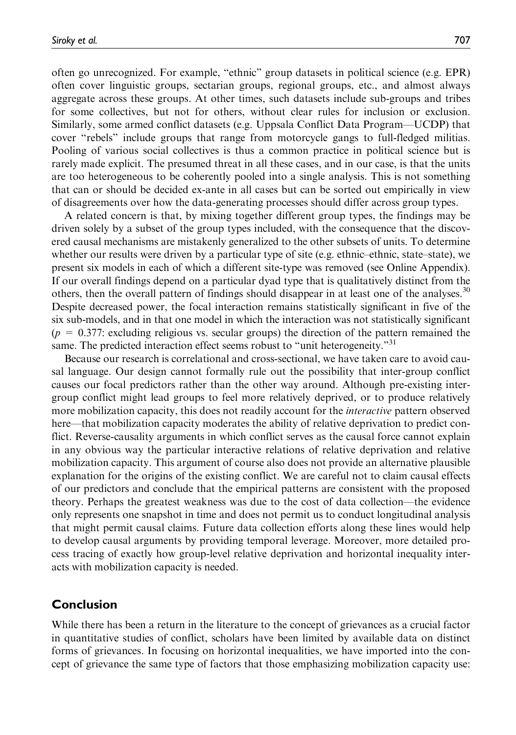often go unrecognized. For example, "ethnic" group datasets in political science (e.g. EPR) often cover linguistic groups, sectarian groups, regional groups, etc., and almost always aggregate across these groups. At other times, such datasets include sub-groups and tribes for some collectives, but not for others, without clear rules for inclusion or exclusion. Similarly, some armed conflict datasets (e.g. Uppsala Conflict Data Program—UCDP) that cover "rebels" include groups that range from motorcycle gangs to full-fledged militias. Pooling of various social collectives is thus a common practice in political science but is rarely made explicit. The presumed threat in all these cases, and in our case, is that the units are too heterogeneous to be coherently pooled into a single analysis. This is not something that can or should be decided ex-ante in all cases but can be sorted out empirically in view of disagreements over how the data-generating processes should differ across group types.

A related concern is that, by mixing together different group types, the findings may be driven solely by a subset of the group types included, with the consequence that the discovered causal mechanisms are mistakenly generalized to the other subsets of units. To determine whether our results were driven by a particular type of site (e.g. ethnic–ethnic, state–state), we present six models in each of which a different site-type was removed (see Online Appendix). If our overall findings depend on a particular dyad type that is qualitatively distinct from the others, then the overall pattern of findings should disappear in at least one of the analyses.[30] Despite decreased power, the focal interaction remains statistically significant in five of the six sub-models, and in that one model in which the interaction was not statistically significant ($p = 0.377$: excluding religious vs. secular groups) the direction of the pattern remained the same. The predicted interaction effect seems robust to "unit heterogeneity."[31]

Because our research is correlational and cross-sectional, we have taken care to avoid causal language. Our design cannot formally rule out the possibility that inter-group conflict causes our focal predictors rather than the other way around. Although pre-existing inter-group conflict might lead groups to feel more relatively deprived, or to produce relatively more mobilization capacity, this does not readily account for the *interactive* pattern observed here—that mobilization capacity moderates the ability of relative deprivation to predict conflict. Reverse-causality arguments in which conflict serves as the causal force cannot explain in any obvious way the particular interactive relations of relative deprivation and relative mobilization capacity. This argument of course also does not provide an alternative plausible explanation for the origins of the existing conflict. We are careful not to claim causal effects of our predictors and conclude that the empirical patterns are consistent with the proposed theory. Perhaps the greatest weakness was due to the cost of data collection—the evidence only represents one snapshot in time and does not permit us to conduct longitudinal analysis that might permit causal claims. Future data collection efforts along these lines would help to develop causal arguments by providing temporal leverage. Moreover, more detailed process tracing of exactly how group-level relative deprivation and horizontal inequality interacts with mobilization capacity is needed.

## Conclusion

While there has been a return in the literature to the concept of grievances as a crucial factor in quantitative studies of conflict, scholars have been limited by available data on distinct forms of grievances. In focusing on horizontal inequalities, we have imported into the concept of grievance the same type of factors that those emphasizing mobilization capacity use: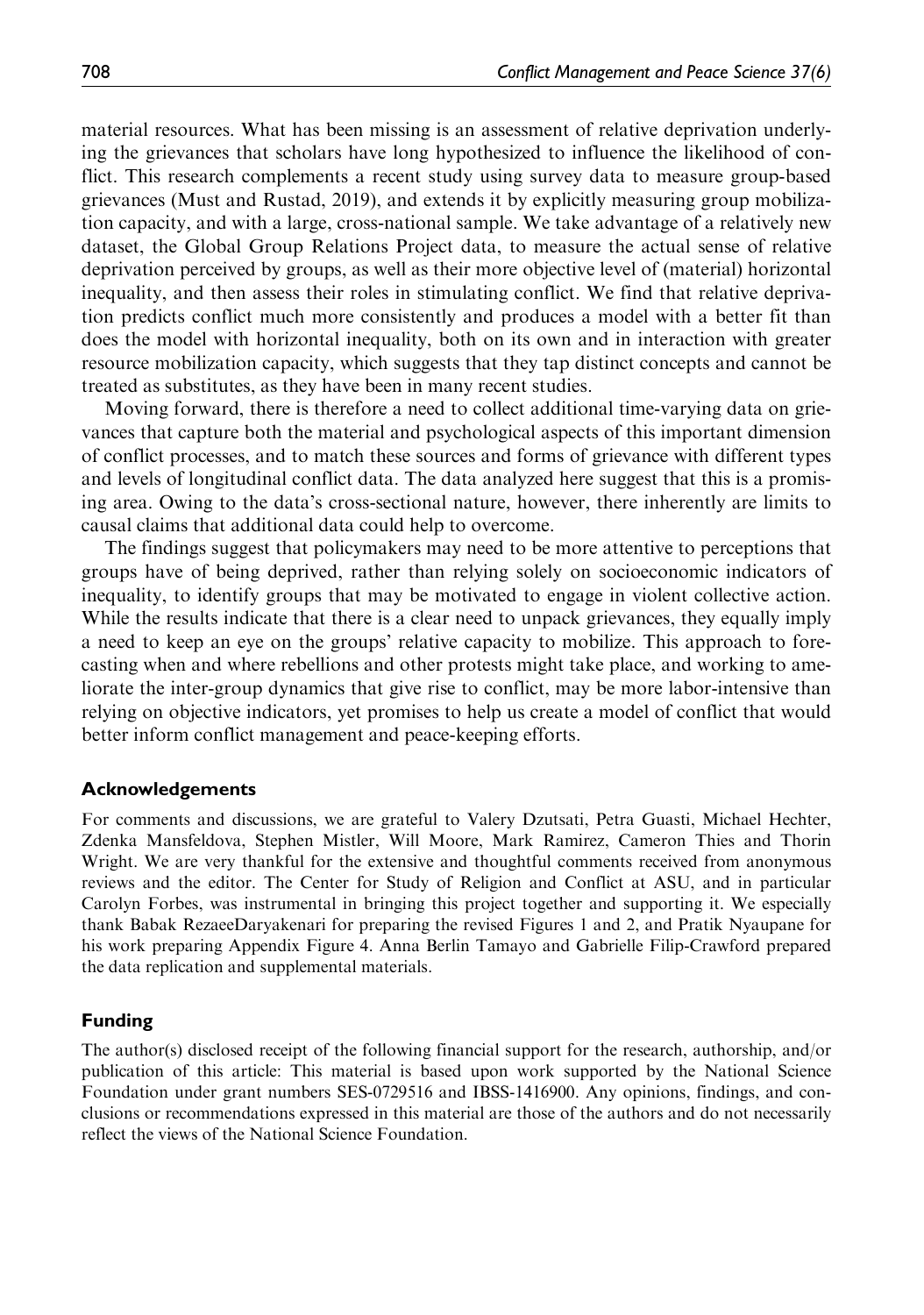material resources. What has been missing is an assessment of relative deprivation underlying the grievances that scholars have long hypothesized to influence the likelihood of conflict. This research complements a recent study using survey data to measure group-based grievances (Must and Rustad, 2019), and extends it by explicitly measuring group mobilization capacity, and with a large, cross-national sample. We take advantage of a relatively new dataset, the Global Group Relations Project data, to measure the actual sense of relative deprivation perceived by groups, as well as their more objective level of (material) horizontal inequality, and then assess their roles in stimulating conflict. We find that relative deprivation predicts conflict much more consistently and produces a model with a better fit than does the model with horizontal inequality, both on its own and in interaction with greater resource mobilization capacity, which suggests that they tap distinct concepts and cannot be treated as substitutes, as they have been in many recent studies.

Moving forward, there is therefore a need to collect additional time-varying data on grievances that capture both the material and psychological aspects of this important dimension of conflict processes, and to match these sources and forms of grievance with different types and levels of longitudinal conflict data. The data analyzed here suggest that this is a promising area. Owing to the data's cross-sectional nature, however, there inherently are limits to causal claims that additional data could help to overcome.

The findings suggest that policymakers may need to be more attentive to perceptions that groups have of being deprived, rather than relying solely on socioeconomic indicators of inequality, to identify groups that may be motivated to engage in violent collective action. While the results indicate that there is a clear need to unpack grievances, they equally imply a need to keep an eye on the groups' relative capacity to mobilize. This approach to forecasting when and where rebellions and other protests might take place, and working to ameliorate the inter-group dynamics that give rise to conflict, may be more labor-intensive than relying on objective indicators, yet promises to help us create a model of conflict that would better inform conflict management and peace-keeping efforts.

## Acknowledgements

For comments and discussions, we are grateful to Valery Dzutsati, Petra Guasti, Michael Hechter, Zdenka Mansfeldova, Stephen Mistler, Will Moore, Mark Ramirez, Cameron Thies and Thorin Wright. We are very thankful for the extensive and thoughtful comments received from anonymous reviews and the editor. The Center for Study of Religion and Conflict at ASU, and in particular Carolyn Forbes, was instrumental in bringing this project together and supporting it. We especially thank Babak RezaeeDaryakenari for preparing the revised Figures 1 and 2, and Pratik Nyaupane for his work preparing Appendix Figure 4. Anna Berlin Tamayo and Gabrielle Filip-Crawford prepared the data replication and supplemental materials.

## Funding

The author(s) disclosed receipt of the following financial support for the research, authorship, and/or publication of this article: This material is based upon work supported by the National Science Foundation under grant numbers SES-0729516 and IBSS-1416900. Any opinions, findings, and conclusions or recommendations expressed in this material are those of the authors and do not necessarily reflect the views of the National Science Foundation.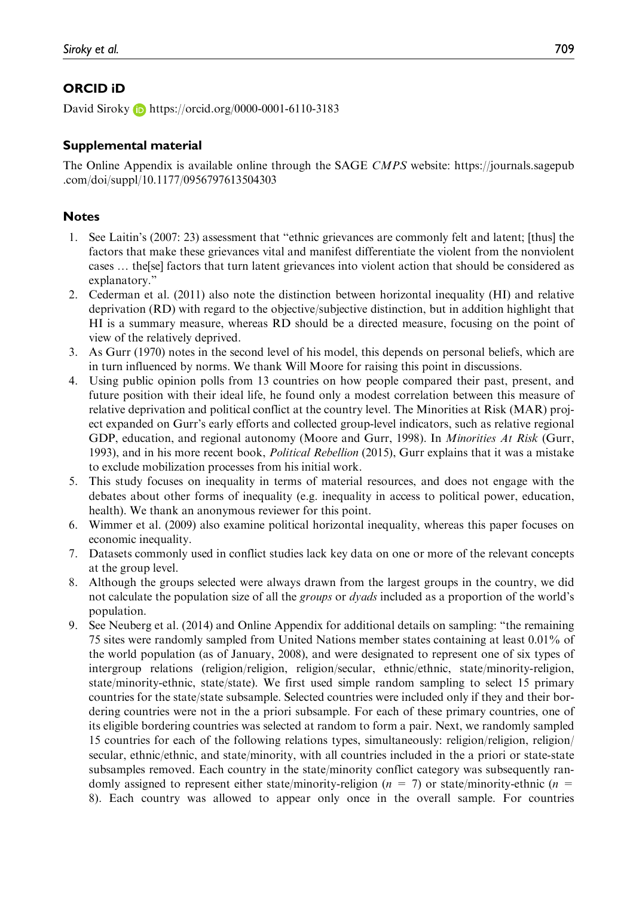## ORCID iD

David Siroky https://orcid.org/0000-0001-6110-3183

## Supplemental material

The Online Appendix is available online through the SAGE *CMPS* website: https://journals.sagepub.com/doi/suppl/10.1177/0956797613504303

## Notes

1. See Laitin's (2007: 23) assessment that "ethnic grievances are commonly felt and latent; [thus] the factors that make these grievances vital and manifest differentiate the violent from the nonviolent cases … the[se] factors that turn latent grievances into violent action that should be considered as explanatory."
2. Cederman et al. (2011) also note the distinction between horizontal inequality (HI) and relative deprivation (RD) with regard to the objective/subjective distinction, but in addition highlight that HI is a summary measure, whereas RD should be a directed measure, focusing on the point of view of the relatively deprived.
3. As Gurr (1970) notes in the second level of his model, this depends on personal beliefs, which are in turn influenced by norms. We thank Will Moore for raising this point in discussions.
4. Using public opinion polls from 13 countries on how people compared their past, present, and future position with their ideal life, he found only a modest correlation between this measure of relative deprivation and political conflict at the country level. The Minorities at Risk (MAR) project expanded on Gurr's early efforts and collected group-level indicators, such as relative regional GDP, education, and regional autonomy (Moore and Gurr, 1998). In *Minorities At Risk* (Gurr, 1993), and in his more recent book, *Political Rebellion* (2015), Gurr explains that it was a mistake to exclude mobilization processes from his initial work.
5. This study focuses on inequality in terms of material resources, and does not engage with the debates about other forms of inequality (e.g. inequality in access to political power, education, health). We thank an anonymous reviewer for this point.
6. Wimmer et al. (2009) also examine political horizontal inequality, whereas this paper focuses on economic inequality.
7. Datasets commonly used in conflict studies lack key data on one or more of the relevant concepts at the group level.
8. Although the groups selected were always drawn from the largest groups in the country, we did not calculate the population size of all the *groups* or *dyads* included as a proportion of the world's population.
9. See Neuberg et al. (2014) and Online Appendix for additional details on sampling: "the remaining 75 sites were randomly sampled from United Nations member states containing at least 0.01% of the world population (as of January, 2008), and were designated to represent one of six types of intergroup relations (religion/religion, religion/secular, ethnic/ethnic, state/minority-religion, state/minority-ethnic, state/state). We first used simple random sampling to select 15 primary countries for the state/state subsample. Selected countries were included only if they and their bordering countries were not in the a priori subsample. For each of these primary countries, one of its eligible bordering countries was selected at random to form a pair. Next, we randomly sampled 15 countries for each of the following relations types, simultaneously: religion/religion, religion/secular, ethnic/ethnic, and state/minority, with all countries included in the a priori or state-state subsamples removed. Each country in the state/minority conflict category was subsequently randomly assigned to represent either state/minority-religion ($n = 7$) or state/minority-ethnic ($n = 8$). Each country was allowed to appear only once in the overall sample. For countries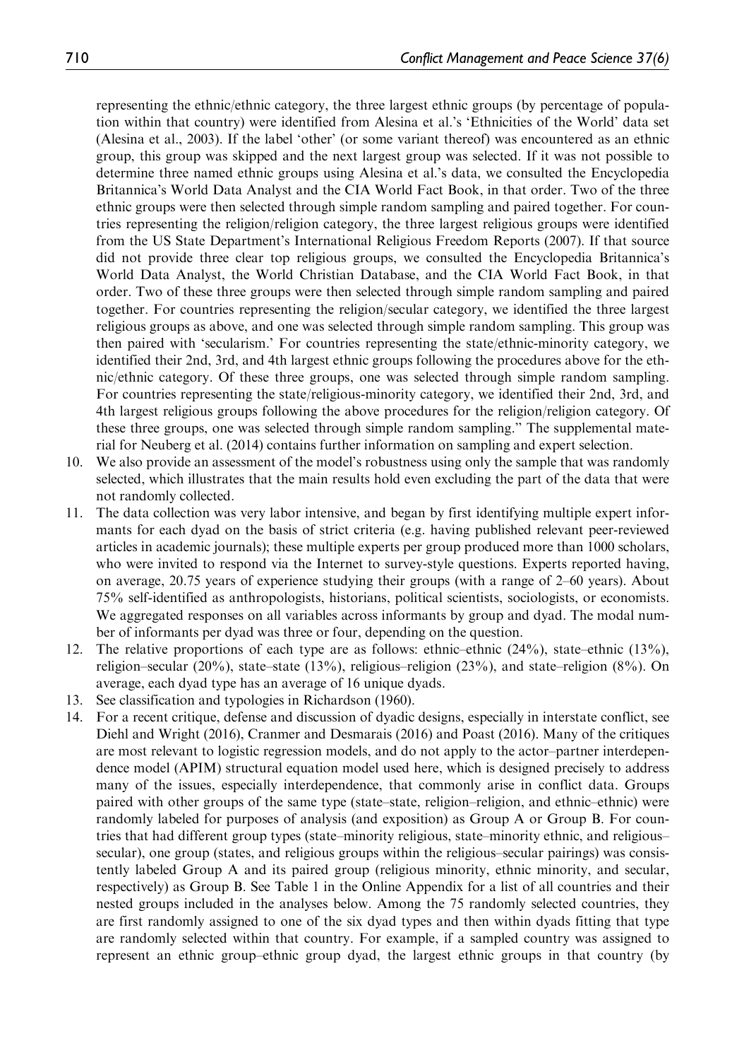representing the ethnic/ethnic category, the three largest ethnic groups (by percentage of population within that country) were identified from Alesina et al.'s 'Ethnicities of the World' data set (Alesina et al., 2003). If the label 'other' (or some variant thereof) was encountered as an ethnic group, this group was skipped and the next largest group was selected. If it was not possible to determine three named ethnic groups using Alesina et al.'s data, we consulted the Encyclopedia Britannica's World Data Analyst and the CIA World Fact Book, in that order. Two of the three ethnic groups were then selected through simple random sampling and paired together. For countries representing the religion/religion category, the three largest religious groups were identified from the US State Department's International Religious Freedom Reports (2007). If that source did not provide three clear top religious groups, we consulted the Encyclopedia Britannica's World Data Analyst, the World Christian Database, and the CIA World Fact Book, in that order. Two of these three groups were then selected through simple random sampling and paired together. For countries representing the religion/secular category, we identified the three largest religious groups as above, and one was selected through simple random sampling. This group was then paired with 'secularism.' For countries representing the state/ethnic-minority category, we identified their 2nd, 3rd, and 4th largest ethnic groups following the procedures above for the ethnic/ethnic category. Of these three groups, one was selected through simple random sampling. For countries representing the state/religious-minority category, we identified their 2nd, 3rd, and 4th largest religious groups following the above procedures for the religion/religion category. Of these three groups, one was selected through simple random sampling." The supplemental material for Neuberg et al. (2014) contains further information on sampling and expert selection.

10. We also provide an assessment of the model's robustness using only the sample that was randomly selected, which illustrates that the main results hold even excluding the part of the data that were not randomly collected.
11. The data collection was very labor intensive, and began by first identifying multiple expert informants for each dyad on the basis of strict criteria (e.g. having published relevant peer-reviewed articles in academic journals); these multiple experts per group produced more than 1000 scholars, who were invited to respond via the Internet to survey-style questions. Experts reported having, on average, 20.75 years of experience studying their groups (with a range of 2–60 years). About 75% self-identified as anthropologists, historians, political scientists, sociologists, or economists. We aggregated responses on all variables across informants by group and dyad. The modal number of informants per dyad was three or four, depending on the question.
12. The relative proportions of each type are as follows: ethnic–ethnic (24%), state–ethnic (13%), religion–secular (20%), state–state (13%), religious–religion (23%), and state–religion (8%). On average, each dyad type has an average of 16 unique dyads.
13. See classification and typologies in Richardson (1960).
14. For a recent critique, defense and discussion of dyadic designs, especially in interstate conflict, see Diehl and Wright (2016), Cranmer and Desmarais (2016) and Poast (2016). Many of the critiques are most relevant to logistic regression models, and do not apply to the actor–partner interdependence model (APIM) structural equation model used here, which is designed precisely to address many of the issues, especially interdependence, that commonly arise in conflict data. Groups paired with other groups of the same type (state–state, religion–religion, and ethnic–ethnic) were randomly labeled for purposes of analysis (and exposition) as Group A or Group B. For countries that had different group types (state–minority religious, state–minority ethnic, and religious–secular), one group (states, and religious groups within the religious–secular pairings) was consistently labeled Group A and its paired group (religious minority, ethnic minority, and secular, respectively) as Group B. See Table 1 in the Online Appendix for a list of all countries and their nested groups included in the analyses below. Among the 75 randomly selected countries, they are first randomly assigned to one of the six dyad types and then within dyads fitting that type are randomly selected within that country. For example, if a sampled country was assigned to represent an ethnic group–ethnic group dyad, the largest ethnic groups in that country (by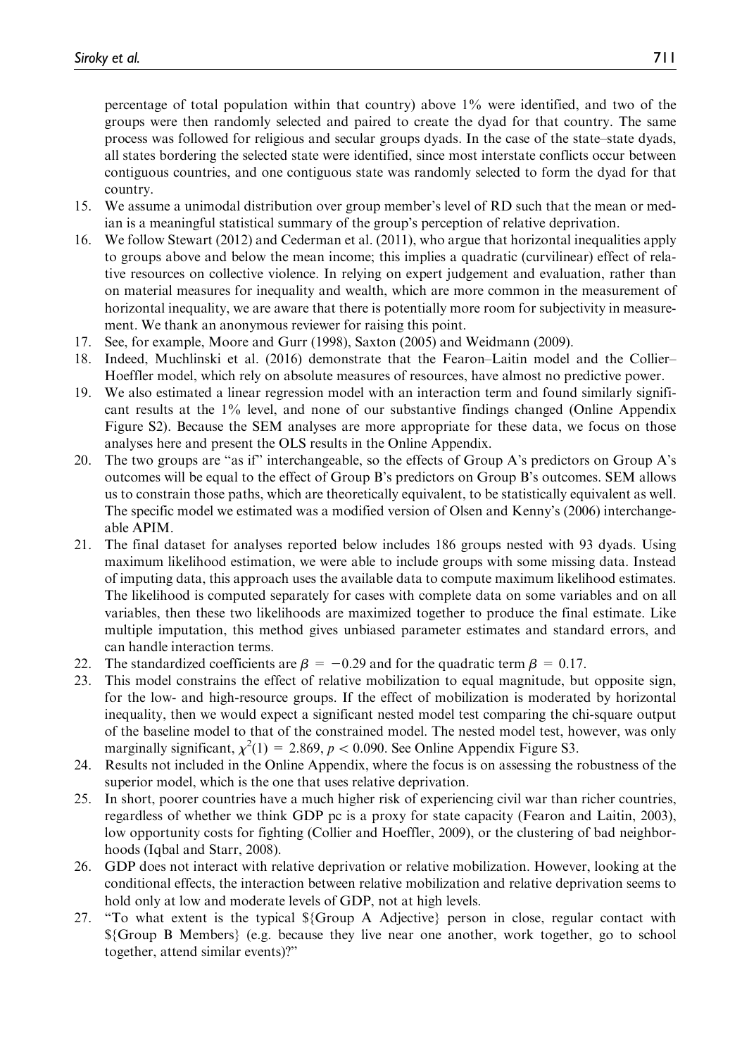percentage of total population within that country) above 1% were identified, and two of the groups were then randomly selected and paired to create the dyad for that country. The same process was followed for religious and secular groups dyads. In the case of the state–state dyads, all states bordering the selected state were identified, since most interstate conflicts occur between contiguous countries, and one contiguous state was randomly selected to form the dyad for that country.

15. We assume a unimodal distribution over group member's level of RD such that the mean or median is a meaningful statistical summary of the group's perception of relative deprivation.
16. We follow Stewart (2012) and Cederman et al. (2011), who argue that horizontal inequalities apply to groups above and below the mean income; this implies a quadratic (curvilinear) effect of relative resources on collective violence. In relying on expert judgement and evaluation, rather than on material measures for inequality and wealth, which are more common in the measurement of horizontal inequality, we are aware that there is potentially more room for subjectivity in measurement. We thank an anonymous reviewer for raising this point.
17. See, for example, Moore and Gurr (1998), Saxton (2005) and Weidmann (2009).
18. Indeed, Muchlinski et al. (2016) demonstrate that the Fearon–Laitin model and the Collier–Hoeffler model, which rely on absolute measures of resources, have almost no predictive power.
19. We also estimated a linear regression model with an interaction term and found similarly significant results at the 1% level, and none of our substantive findings changed (Online Appendix Figure S2). Because the SEM analyses are more appropriate for these data, we focus on those analyses here and present the OLS results in the Online Appendix.
20. The two groups are "as if" interchangeable, so the effects of Group A's predictors on Group A's outcomes will be equal to the effect of Group B's predictors on Group B's outcomes. SEM allows us to constrain those paths, which are theoretically equivalent, to be statistically equivalent as well. The specific model we estimated was a modified version of Olsen and Kenny's (2006) interchangeable APIM.
21. The final dataset for analyses reported below includes 186 groups nested with 93 dyads. Using maximum likelihood estimation, we were able to include groups with some missing data. Instead of imputing data, this approach uses the available data to compute maximum likelihood estimates. The likelihood is computed separately for cases with complete data on some variables and on all variables, then these two likelihoods are maximized together to produce the final estimate. Like multiple imputation, this method gives unbiased parameter estimates and standard errors, and can handle interaction terms.
22. The standardized coefficients are $\beta = -0.29$ and for the quadratic term $\beta = 0.17$.
23. This model constrains the effect of relative mobilization to equal magnitude, but opposite sign, for the low- and high-resource groups. If the effect of mobilization is moderated by horizontal inequality, then we would expect a significant nested model test comparing the chi-square output of the baseline model to that of the constrained model. The nested model test, however, was only marginally significant, $\chi^2(1) = 2.869$, $p < 0.090$. See Online Appendix Figure S3.
24. Results not included in the Online Appendix, where the focus is on assessing the robustness of the superior model, which is the one that uses relative deprivation.
25. In short, poorer countries have a much higher risk of experiencing civil war than richer countries, regardless of whether we think GDP pc is a proxy for state capacity (Fearon and Laitin, 2003), low opportunity costs for fighting (Collier and Hoeffler, 2009), or the clustering of bad neighborhoods (Iqbal and Starr, 2008).
26. GDP does not interact with relative deprivation or relative mobilization. However, looking at the conditional effects, the interaction between relative mobilization and relative deprivation seems to hold only at low and moderate levels of GDP, not at high levels.
27. "To what extent is the typical ${Group A Adjective} person in close, regular contact with ${Group B Members} (e.g. because they live near one another, work together, go to school together, attend similar events)?"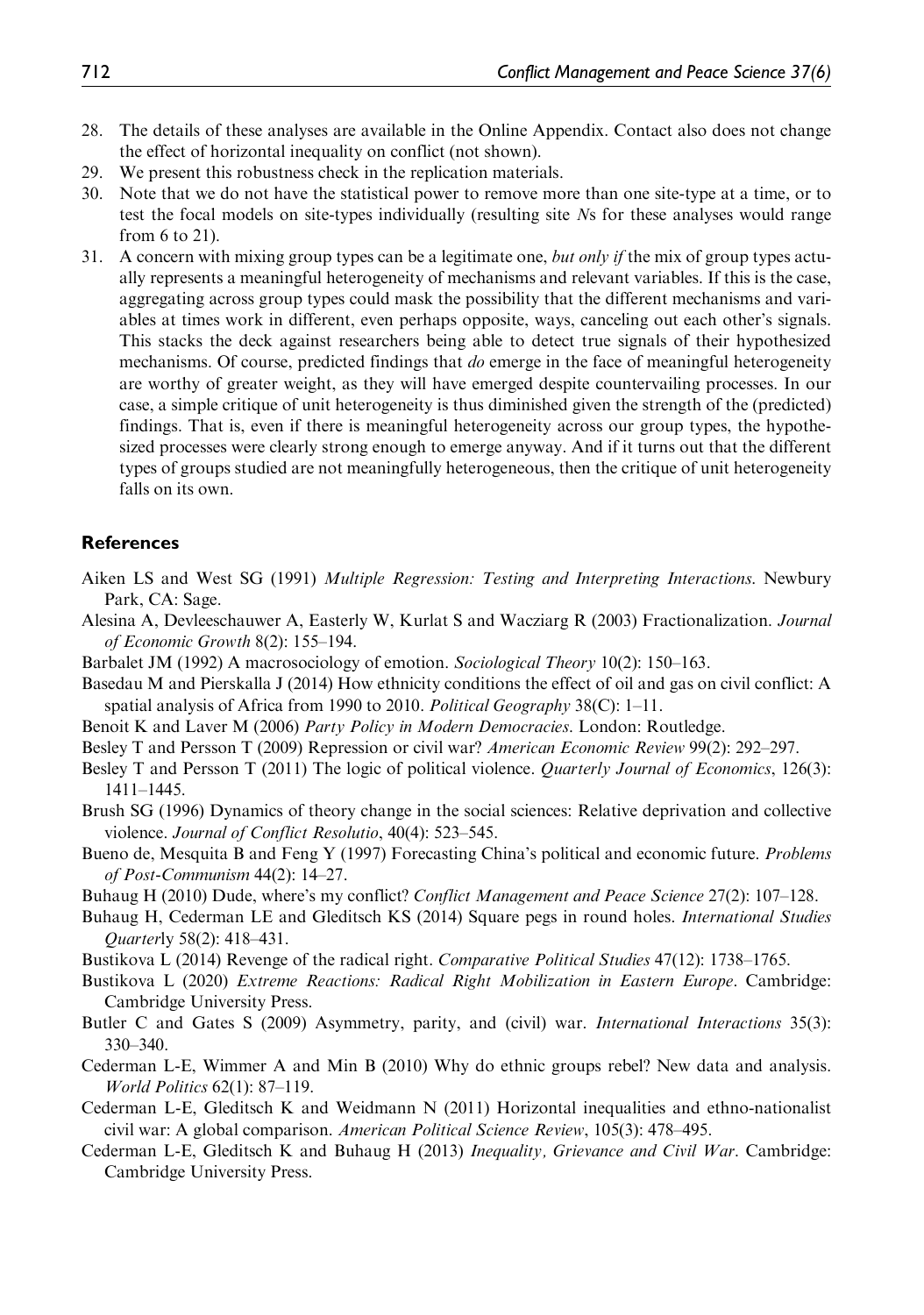28. The details of these analyses are available in the Online Appendix. Contact also does not change the effect of horizontal inequality on conflict (not shown).
29. We present this robustness check in the replication materials.
30. Note that we do not have the statistical power to remove more than one site-type at a time, or to test the focal models on site-types individually (resulting site *N*s for these analyses would range from 6 to 21).
31. A concern with mixing group types can be a legitimate one, *but only if* the mix of group types actually represents a meaningful heterogeneity of mechanisms and relevant variables. If this is the case, aggregating across group types could mask the possibility that the different mechanisms and variables at times work in different, even perhaps opposite, ways, canceling out each other's signals. This stacks the deck against researchers being able to detect true signals of their hypothesized mechanisms. Of course, predicted findings that *do* emerge in the face of meaningful heterogeneity are worthy of greater weight, as they will have emerged despite countervailing processes. In our case, a simple critique of unit heterogeneity is thus diminished given the strength of the (predicted) findings. That is, even if there is meaningful heterogeneity across our group types, the hypothesized processes were clearly strong enough to emerge anyway. And if it turns out that the different types of groups studied are not meaningfully heterogeneous, then the critique of unit heterogeneity falls on its own.

## References

Aiken LS and West SG (1991) *Multiple Regression: Testing and Interpreting Interactions*. Newbury Park, CA: Sage.

Alesina A, Devleeschauwer A, Easterly W, Kurlat S and Wacziarg R (2003) Fractionalization. *Journal of Economic Growth* 8(2): 155–194.

Barbalet JM (1992) A macrosociology of emotion. *Sociological Theory* 10(2): 150–163.

Basedau M and Pierskalla J (2014) How ethnicity conditions the effect of oil and gas on civil conflict: A spatial analysis of Africa from 1990 to 2010. *Political Geography* 38(C): 1–11.

Benoit K and Laver M (2006) *Party Policy in Modern Democracies*. London: Routledge.

Besley T and Persson T (2009) Repression or civil war? *American Economic Review* 99(2): 292–297.

Besley T and Persson T (2011) The logic of political violence. *Quarterly Journal of Economics*, 126(3): 1411–1445.

Brush SG (1996) Dynamics of theory change in the social sciences: Relative deprivation and collective violence. *Journal of Conflict Resolutio*, 40(4): 523–545.

Bueno de, Mesquita B and Feng Y (1997) Forecasting China's political and economic future. *Problems of Post-Communism* 44(2): 14–27.

Buhaug H (2010) Dude, where's my conflict? *Conflict Management and Peace Science* 27(2): 107–128.

Buhaug H, Cederman LE and Gleditsch KS (2014) Square pegs in round holes. *International Studies Quarterly* 58(2): 418–431.

Bustikova L (2014) Revenge of the radical right. *Comparative Political Studies* 47(12): 1738–1765.

Bustikova L (2020) *Extreme Reactions: Radical Right Mobilization in Eastern Europe*. Cambridge: Cambridge University Press.

Butler C and Gates S (2009) Asymmetry, parity, and (civil) war. *International Interactions* 35(3): 330–340.

Cederman L-E, Wimmer A and Min B (2010) Why do ethnic groups rebel? New data and analysis. *World Politics* 62(1): 87–119.

Cederman L-E, Gleditsch K and Weidmann N (2011) Horizontal inequalities and ethno-nationalist civil war: A global comparison. *American Political Science Review*, 105(3): 478–495.

Cederman L-E, Gleditsch K and Buhaug H (2013) *Inequality, Grievance and Civil War*. Cambridge: Cambridge University Press.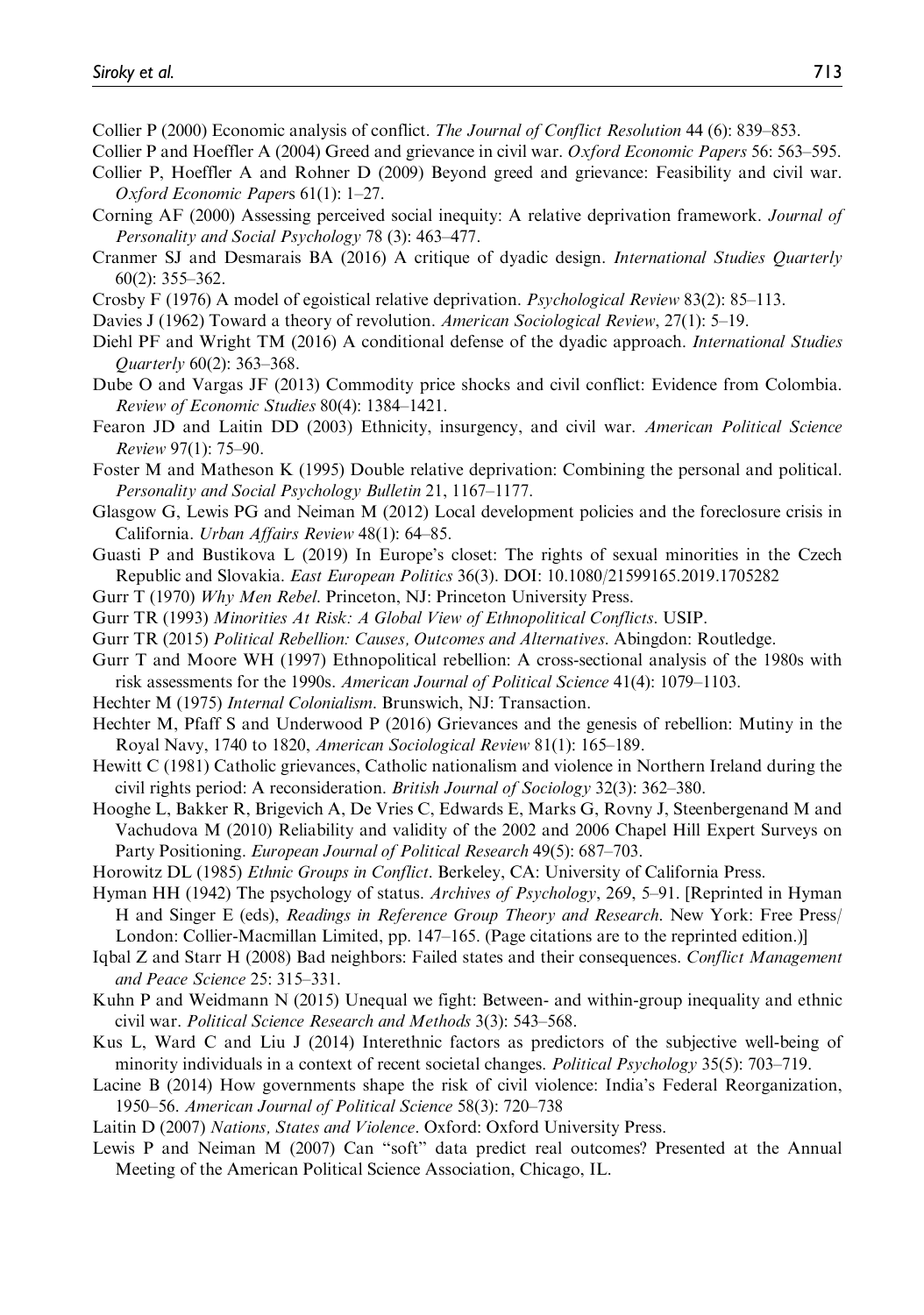Collier P (2000) Economic analysis of conflict. *The Journal of Conflict Resolution* 44 (6): 839–853.

Collier P and Hoeffler A (2004) Greed and grievance in civil war. *Oxford Economic Papers* 56: 563–595.

Collier P, Hoeffler A and Rohner D (2009) Beyond greed and grievance: Feasibility and civil war. *Oxford Economic Papers* 61(1): 1–27.

Corning AF (2000) Assessing perceived social inequity: A relative deprivation framework. *Journal of Personality and Social Psychology* 78 (3): 463–477.

Cranmer SJ and Desmarais BA (2016) A critique of dyadic design. *International Studies Quarterly* 60(2): 355–362.

Crosby F (1976) A model of egoistical relative deprivation. *Psychological Review* 83(2): 85–113.

Davies J (1962) Toward a theory of revolution. *American Sociological Review*, 27(1): 5–19.

Diehl PF and Wright TM (2016) A conditional defense of the dyadic approach. *International Studies Quarterly* 60(2): 363–368.

Dube O and Vargas JF (2013) Commodity price shocks and civil conflict: Evidence from Colombia. *Review of Economic Studies* 80(4): 1384–1421.

Fearon JD and Laitin DD (2003) Ethnicity, insurgency, and civil war. *American Political Science Review* 97(1): 75–90.

Foster M and Matheson K (1995) Double relative deprivation: Combining the personal and political. *Personality and Social Psychology Bulletin* 21, 1167–1177.

Glasgow G, Lewis PG and Neiman M (2012) Local development policies and the foreclosure crisis in California. *Urban Affairs Review* 48(1): 64–85.

Guasti P and Bustikova L (2019) In Europe's closet: The rights of sexual minorities in the Czech Republic and Slovakia. *East European Politics* 36(3). DOI: 10.1080/21599165.2019.1705282

Gurr T (1970) *Why Men Rebel*. Princeton, NJ: Princeton University Press.

Gurr TR (1993) *Minorities At Risk: A Global View of Ethnopolitical Conflicts*. USIP.

Gurr TR (2015) *Political Rebellion: Causes, Outcomes and Alternatives*. Abingdon: Routledge.

Gurr T and Moore WH (1997) Ethnopolitical rebellion: A cross-sectional analysis of the 1980s with risk assessments for the 1990s. *American Journal of Political Science* 41(4): 1079–1103.

Hechter M (1975) *Internal Colonialism*. Brunswich, NJ: Transaction.

Hechter M, Pfaff S and Underwood P (2016) Grievances and the genesis of rebellion: Mutiny in the Royal Navy, 1740 to 1820, *American Sociological Review* 81(1): 165–189.

Hewitt C (1981) Catholic grievances, Catholic nationalism and violence in Northern Ireland during the civil rights period: A reconsideration. *British Journal of Sociology* 32(3): 362–380.

Hooghe L, Bakker R, Brigevich A, De Vries C, Edwards E, Marks G, Rovny J, Steenbergenand M and Vachudova M (2010) Reliability and validity of the 2002 and 2006 Chapel Hill Expert Surveys on Party Positioning. *European Journal of Political Research* 49(5): 687–703.

Horowitz DL (1985) *Ethnic Groups in Conflict*. Berkeley, CA: University of California Press.

Hyman HH (1942) The psychology of status. *Archives of Psychology*, 269, 5–91. [Reprinted in Hyman H and Singer E (eds), *Readings in Reference Group Theory and Research*. New York: Free Press/ London: Collier-Macmillan Limited, pp. 147–165. (Page citations are to the reprinted edition.)]

Iqbal Z and Starr H (2008) Bad neighbors: Failed states and their consequences. *Conflict Management and Peace Science* 25: 315–331.

Kuhn P and Weidmann N (2015) Unequal we fight: Between- and within-group inequality and ethnic civil war. *Political Science Research and Methods* 3(3): 543–568.

Kus L, Ward C and Liu J (2014) Interethnic factors as predictors of the subjective well-being of minority individuals in a context of recent societal changes. *Political Psychology* 35(5): 703–719.

Lacine B (2014) How governments shape the risk of civil violence: India's Federal Reorganization, 1950–56. *American Journal of Political Science* 58(3): 720–738

Laitin D (2007) *Nations, States and Violence*. Oxford: Oxford University Press.

Lewis P and Neiman M (2007) Can "soft" data predict real outcomes? Presented at the Annual Meeting of the American Political Science Association, Chicago, IL.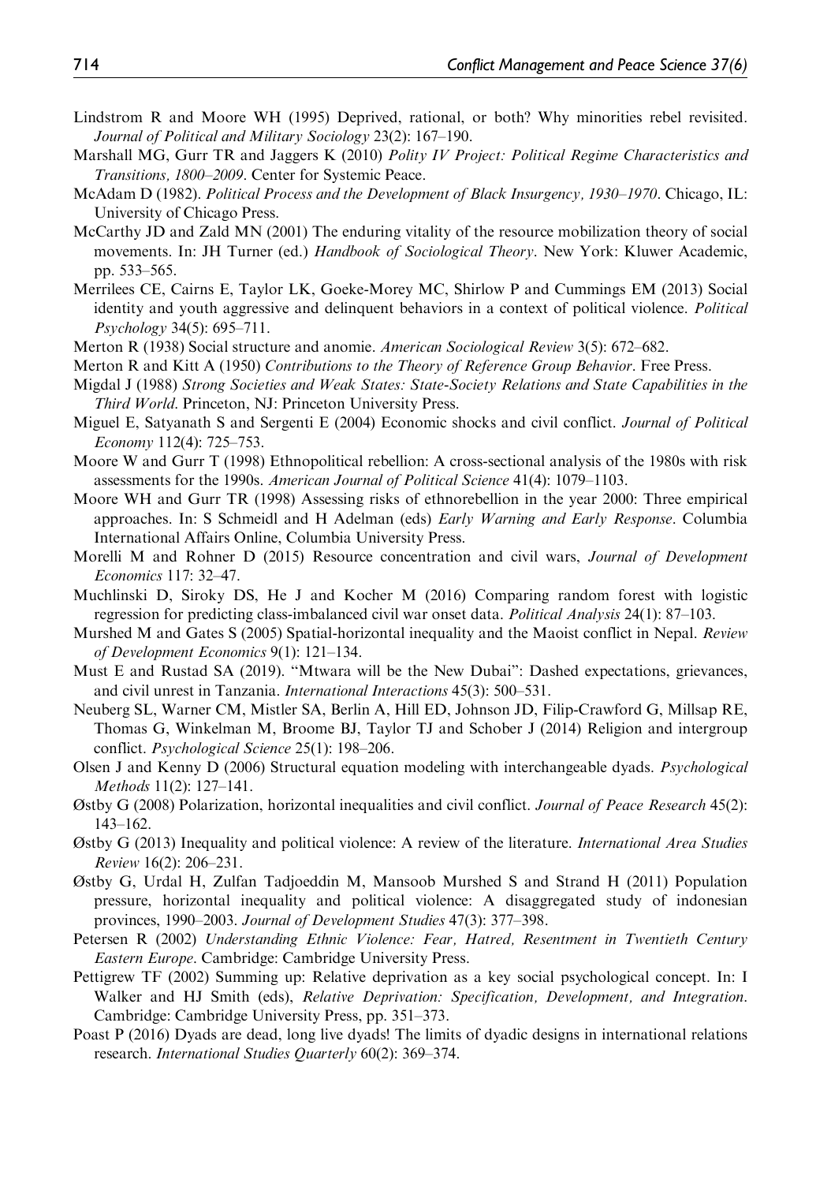Lindstrom R and Moore WH (1995) Deprived, rational, or both? Why minorities rebel revisited. *Journal of Political and Military Sociology* 23(2): 167–190.

Marshall MG, Gurr TR and Jaggers K (2010) *Polity IV Project: Political Regime Characteristics and Transitions, 1800–2009*. Center for Systemic Peace.

McAdam D (1982). *Political Process and the Development of Black Insurgency, 1930–1970*. Chicago, IL: University of Chicago Press.

McCarthy JD and Zald MN (2001) The enduring vitality of the resource mobilization theory of social movements. In: JH Turner (ed.) *Handbook of Sociological Theory*. New York: Kluwer Academic, pp. 533–565.

Merrilees CE, Cairns E, Taylor LK, Goeke-Morey MC, Shirlow P and Cummings EM (2013) Social identity and youth aggressive and delinquent behaviors in a context of political violence. *Political Psychology* 34(5): 695–711.

Merton R (1938) Social structure and anomie. *American Sociological Review* 3(5): 672–682.

Merton R and Kitt A (1950) *Contributions to the Theory of Reference Group Behavior*. Free Press.

Migdal J (1988) *Strong Societies and Weak States: State-Society Relations and State Capabilities in the Third World*. Princeton, NJ: Princeton University Press.

Miguel E, Satyanath S and Sergenti E (2004) Economic shocks and civil conflict. *Journal of Political Economy* 112(4): 725–753.

Moore W and Gurr T (1998) Ethnopolitical rebellion: A cross-sectional analysis of the 1980s with risk assessments for the 1990s. *American Journal of Political Science* 41(4): 1079–1103.

Moore WH and Gurr TR (1998) Assessing risks of ethnorebellion in the year 2000: Three empirical approaches. In: S Schmeidl and H Adelman (eds) *Early Warning and Early Response*. Columbia International Affairs Online, Columbia University Press.

Morelli M and Rohner D (2015) Resource concentration and civil wars, *Journal of Development Economics* 117: 32–47.

Muchlinski D, Siroky DS, He J and Kocher M (2016) Comparing random forest with logistic regression for predicting class-imbalanced civil war onset data. *Political Analysis* 24(1): 87–103.

Murshed M and Gates S (2005) Spatial-horizontal inequality and the Maoist conflict in Nepal. *Review of Development Economics* 9(1): 121–134.

Must E and Rustad SA (2019). "Mtwara will be the New Dubai": Dashed expectations, grievances, and civil unrest in Tanzania. *International Interactions* 45(3): 500–531.

Neuberg SL, Warner CM, Mistler SA, Berlin A, Hill ED, Johnson JD, Filip-Crawford G, Millsap RE, Thomas G, Winkelman M, Broome BJ, Taylor TJ and Schober J (2014) Religion and intergroup conflict. *Psychological Science* 25(1): 198–206.

Olsen J and Kenny D (2006) Structural equation modeling with interchangeable dyads. *Psychological Methods* 11(2): 127–141.

Østby G (2008) Polarization, horizontal inequalities and civil conflict. *Journal of Peace Research* 45(2): 143–162.

Østby G (2013) Inequality and political violence: A review of the literature. *International Area Studies Review* 16(2): 206–231.

Østby G, Urdal H, Zulfan Tadjoeddin M, Mansoob Murshed S and Strand H (2011) Population pressure, horizontal inequality and political violence: A disaggregated study of indonesian provinces, 1990–2003. *Journal of Development Studies* 47(3): 377–398.

Petersen R (2002) *Understanding Ethnic Violence: Fear, Hatred, Resentment in Twentieth Century Eastern Europe*. Cambridge: Cambridge University Press.

Pettigrew TF (2002) Summing up: Relative deprivation as a key social psychological concept. In: I Walker and HJ Smith (eds), *Relative Deprivation: Specification, Development, and Integration*. Cambridge: Cambridge University Press, pp. 351–373.

Poast P (2016) Dyads are dead, long live dyads! The limits of dyadic designs in international relations research. *International Studies Quarterly* 60(2): 369–374.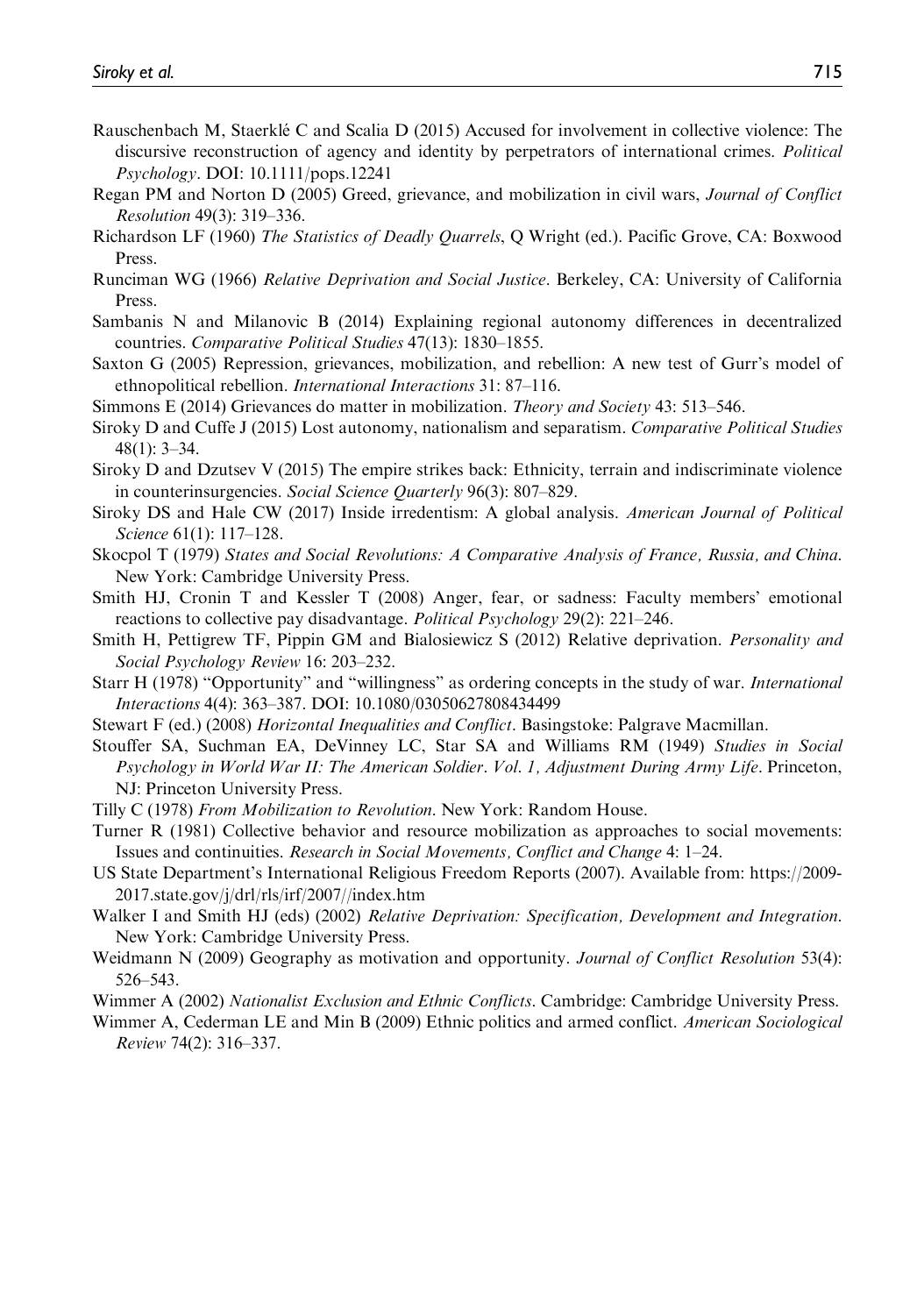Rauschenbach M, Staerklé C and Scalia D (2015) Accused for involvement in collective violence: The discursive reconstruction of agency and identity by perpetrators of international crimes. *Political Psychology*. DOI: 10.1111/pops.12241

Regan PM and Norton D (2005) Greed, grievance, and mobilization in civil wars, *Journal of Conflict Resolution* 49(3): 319–336.

Richardson LF (1960) *The Statistics of Deadly Quarrels*, Q Wright (ed.). Pacific Grove, CA: Boxwood Press.

Runciman WG (1966) *Relative Deprivation and Social Justice*. Berkeley, CA: University of California Press.

Sambanis N and Milanovic B (2014) Explaining regional autonomy differences in decentralized countries. *Comparative Political Studies* 47(13): 1830–1855.

Saxton G (2005) Repression, grievances, mobilization, and rebellion: A new test of Gurr's model of ethnopolitical rebellion. *International Interactions* 31: 87–116.

Simmons E (2014) Grievances do matter in mobilization. *Theory and Society* 43: 513–546.

Siroky D and Cuffe J (2015) Lost autonomy, nationalism and separatism. *Comparative Political Studies* 48(1): 3–34.

Siroky D and Dzutsev V (2015) The empire strikes back: Ethnicity, terrain and indiscriminate violence in counterinsurgencies. *Social Science Quarterly* 96(3): 807–829.

Siroky DS and Hale CW (2017) Inside irredentism: A global analysis. *American Journal of Political Science* 61(1): 117–128.

Skocpol T (1979) *States and Social Revolutions: A Comparative Analysis of France, Russia, and China*. New York: Cambridge University Press.

Smith HJ, Cronin T and Kessler T (2008) Anger, fear, or sadness: Faculty members' emotional reactions to collective pay disadvantage. *Political Psychology* 29(2): 221–246.

Smith H, Pettigrew TF, Pippin GM and Bialosiewicz S (2012) Relative deprivation. *Personality and Social Psychology Review* 16: 203–232.

Starr H (1978) "Opportunity" and "willingness" as ordering concepts in the study of war. *International Interactions* 4(4): 363–387. DOI: 10.1080/03050627808434499

Stewart F (ed.) (2008) *Horizontal Inequalities and Conflict*. Basingstoke: Palgrave Macmillan.

Stouffer SA, Suchman EA, DeVinney LC, Star SA and Williams RM (1949) *Studies in Social Psychology in World War II: The American Soldier. Vol. 1, Adjustment During Army Life*. Princeton, NJ: Princeton University Press.

Tilly C (1978) *From Mobilization to Revolution*. New York: Random House.

Turner R (1981) Collective behavior and resource mobilization as approaches to social movements: Issues and continuities. *Research in Social Movements, Conflict and Change* 4: 1–24.

US State Department's International Religious Freedom Reports (2007). Available from: https://2009-2017.state.gov/j/drl/rls/irf/2007//index.htm

Walker I and Smith HJ (eds) (2002) *Relative Deprivation: Specification, Development and Integration*. New York: Cambridge University Press.

Weidmann N (2009) Geography as motivation and opportunity. *Journal of Conflict Resolution* 53(4): 526–543.

Wimmer A (2002) *Nationalist Exclusion and Ethnic Conflicts*. Cambridge: Cambridge University Press.

Wimmer A, Cederman LE and Min B (2009) Ethnic politics and armed conflict. *American Sociological Review* 74(2): 316–337.